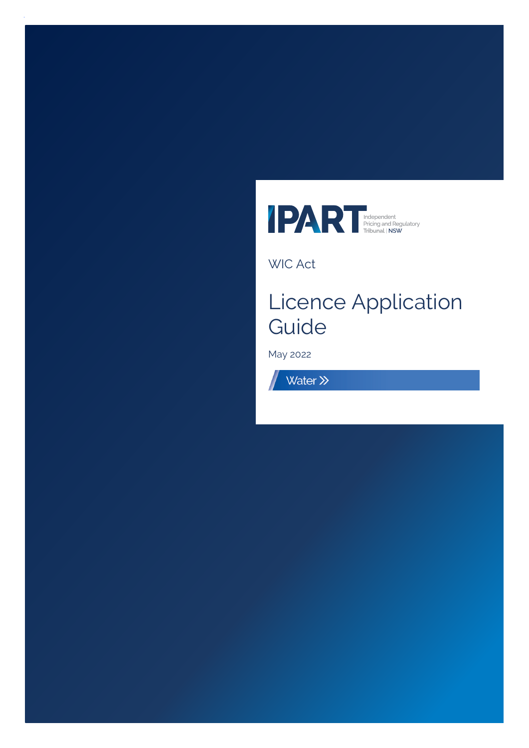IPART Independent Pricing and Regulatory Tribunal | NSW

WIC Act

# Licence Application Guide

May 2022

Water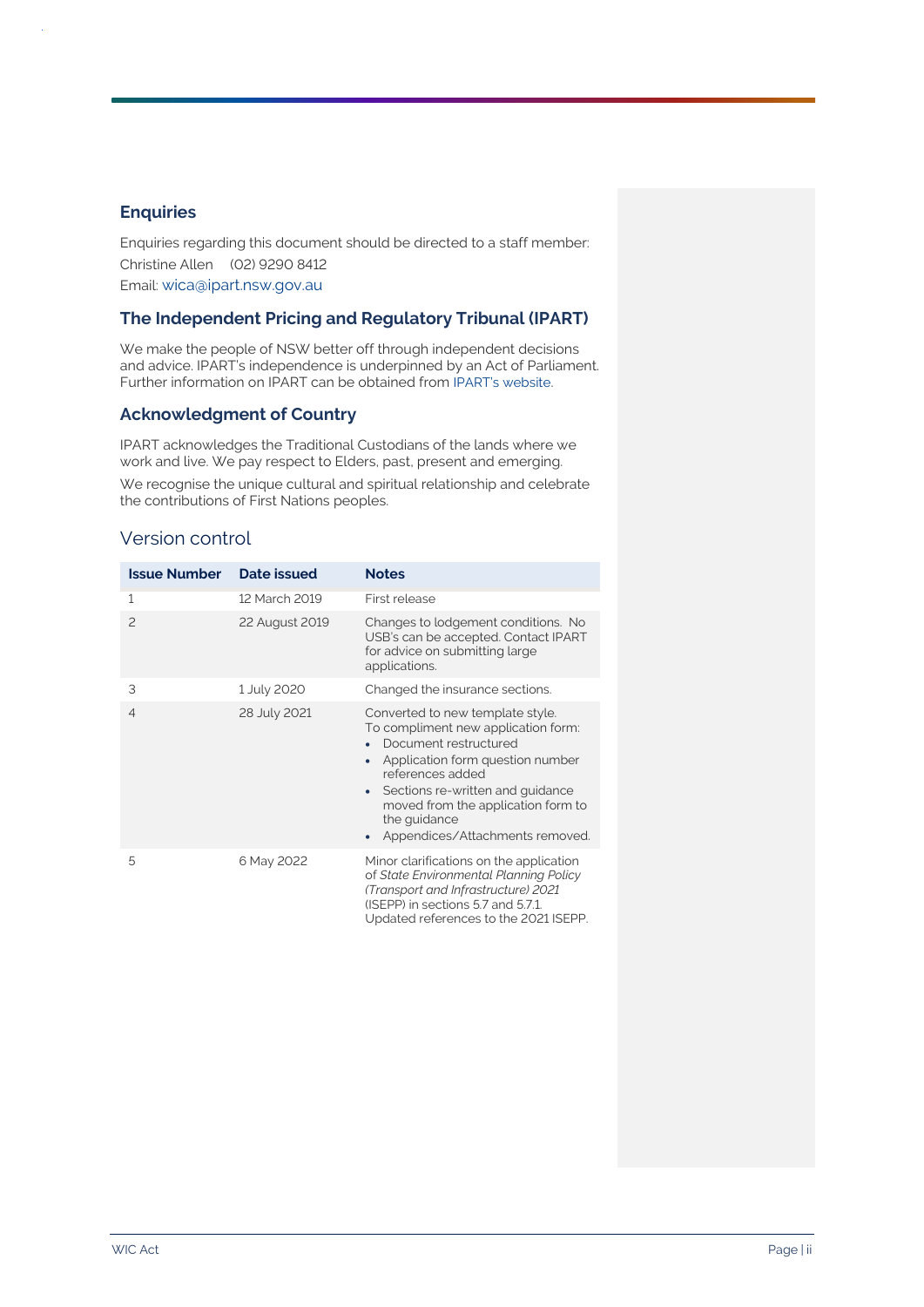## Enquiries

Enquiries regarding this document should be directed to a staff member:

Christine Allen (02) 9290 8412

Email: wica@ipart.nsw.gov.au

## The Independent Pricing and Regulatory Tribunal (IPART)

We make the people of NSW better off through independent decisions and advice. IPART's independence is underpinned by an Act of Parliament. Further information on IPART can be obtained from IPART's website.

## Acknowledgment of Country

IPART acknowledges the Traditional Custodians of the lands where we work and live. We pay respect to Elders, past, present and emerging.

We recognise the unique cultural and spiritual relationship and celebrate the contributions of First Nations peoples.

## Version control

| Issue Number | Date issued | Notes |
|---|---|---|
| 1 | 12 March 2019 | First release |
| 2 | 22 August 2019 | Changes to lodgement conditions. No USB's can be accepted. Contact IPART for advice on submitting large applications. |
| 3 | 1 July 2020 | Changed the insurance sections. |
| 4 | 28 July 2021 | Converted to new template style. To compliment new application form: • Document restructured • Application form question number references added • Sections re-written and guidance moved from the application form to the guidance • Appendices/Attachments removed. |
| 5 | 6 May 2022 | Minor clarifications on the application of *State Environmental Planning Policy (Transport and Infrastructure) 2021* (ISEPP) in sections 5.7 and 5.7.1. Updated references to the 2021 ISEPP. |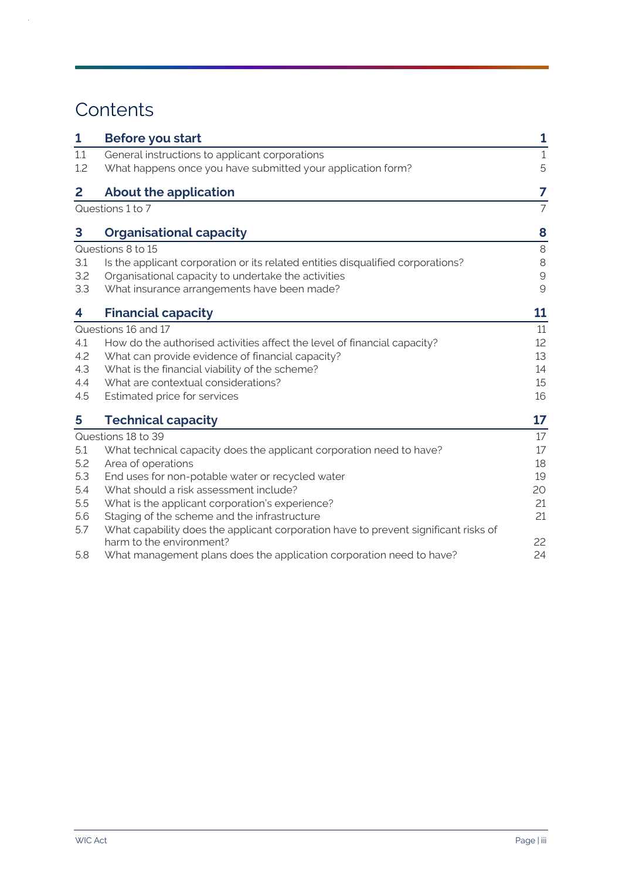# Contents

| | | |
|---|---|---|
| **1** | **Before you start** | **1** |
| 1.1 | General instructions to applicant corporations | 1 |
| 1.2 | What happens once you have submitted your application form? | 5 |
| **2** | **About the application** | **7** |
| | Questions 1 to 7 | 7 |
| **3** | **Organisational capacity** | **8** |
| | Questions 8 to 15 | 8 |
| 3.1 | Is the applicant corporation or its related entities disqualified corporations? | 8 |
| 3.2 | Organisational capacity to undertake the activities | 9 |
| 3.3 | What insurance arrangements have been made? | 9 |
| **4** | **Financial capacity** | **11** |
| | Questions 16 and 17 | 11 |
| 4.1 | How do the authorised activities affect the level of financial capacity? | 12 |
| 4.2 | What can provide evidence of financial capacity? | 13 |
| 4.3 | What is the financial viability of the scheme? | 14 |
| 4.4 | What are contextual considerations? | 15 |
| 4.5 | Estimated price for services | 16 |
| **5** | **Technical capacity** | **17** |
| | Questions 18 to 39 | 17 |
| 5.1 | What technical capacity does the applicant corporation need to have? | 17 |
| 5.2 | Area of operations | 18 |
| 5.3 | End uses for non-potable water or recycled water | 19 |
| 5.4 | What should a risk assessment include? | 20 |
| 5.5 | What is the applicant corporation's experience? | 21 |
| 5.6 | Staging of the scheme and the infrastructure | 21 |
| 5.7 | What capability does the applicant corporation have to prevent significant risks of harm to the environment? | 22 |
| 5.8 | What management plans does the application corporation need to have? | 24 |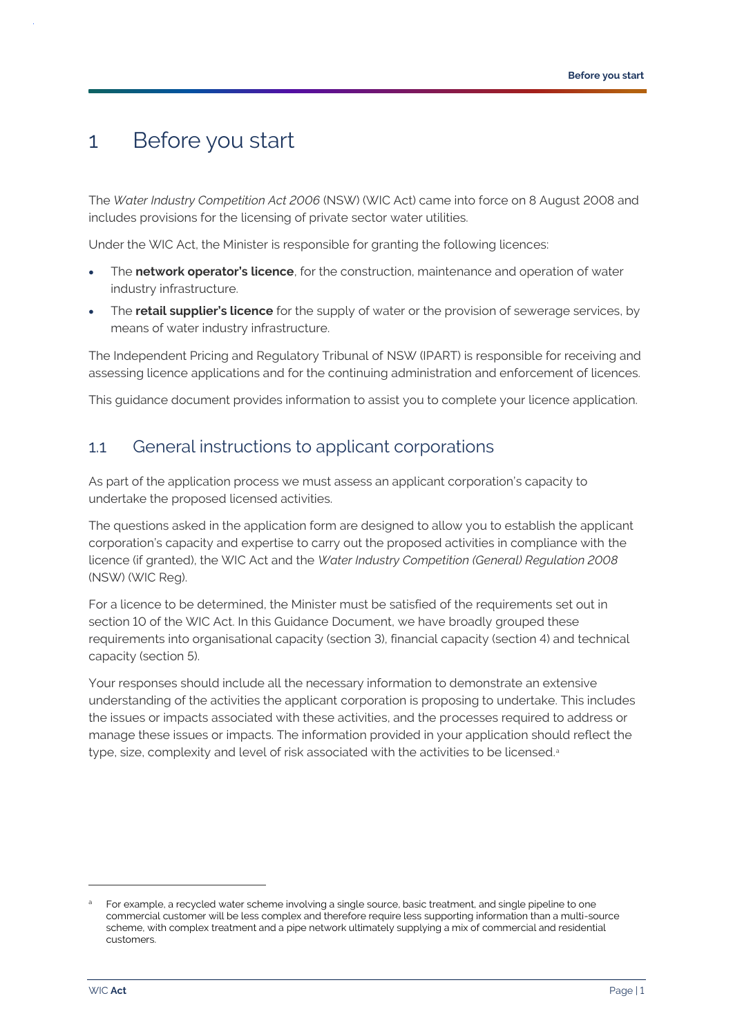# 1 Before you start

The *Water Industry Competition Act 2006* (NSW) (WIC Act) came into force on 8 August 2008 and includes provisions for the licensing of private sector water utilities.

Under the WIC Act, the Minister is responsible for granting the following licences:

- The **network operator's licence**, for the construction, maintenance and operation of water industry infrastructure.
- The **retail supplier's licence** for the supply of water or the provision of sewerage services, by means of water industry infrastructure.

The Independent Pricing and Regulatory Tribunal of NSW (IPART) is responsible for receiving and assessing licence applications and for the continuing administration and enforcement of licences.

This guidance document provides information to assist you to complete your licence application.

## 1.1 General instructions to applicant corporations

As part of the application process we must assess an applicant corporation's capacity to undertake the proposed licensed activities.

The questions asked in the application form are designed to allow you to establish the applicant corporation's capacity and expertise to carry out the proposed activities in compliance with the licence (if granted), the WIC Act and the *Water Industry Competition (General) Regulation 2008* (NSW) (WIC Reg).

For a licence to be determined, the Minister must be satisfied of the requirements set out in section 10 of the WIC Act. In this Guidance Document, we have broadly grouped these requirements into organisational capacity (section 3), financial capacity (section 4) and technical capacity (section 5).

Your responses should include all the necessary information to demonstrate an extensive understanding of the activities the applicant corporation is proposing to undertake. This includes the issues or impacts associated with these activities, and the processes required to address or manage these issues or impacts. The information provided in your application should reflect the type, size, complexity and level of risk associated with the activities to be licensed.[a]

[a] For example, a recycled water scheme involving a single source, basic treatment, and single pipeline to one commercial customer will be less complex and therefore require less supporting information than a multi-source scheme, with complex treatment and a pipe network ultimately supplying a mix of commercial and residential customers.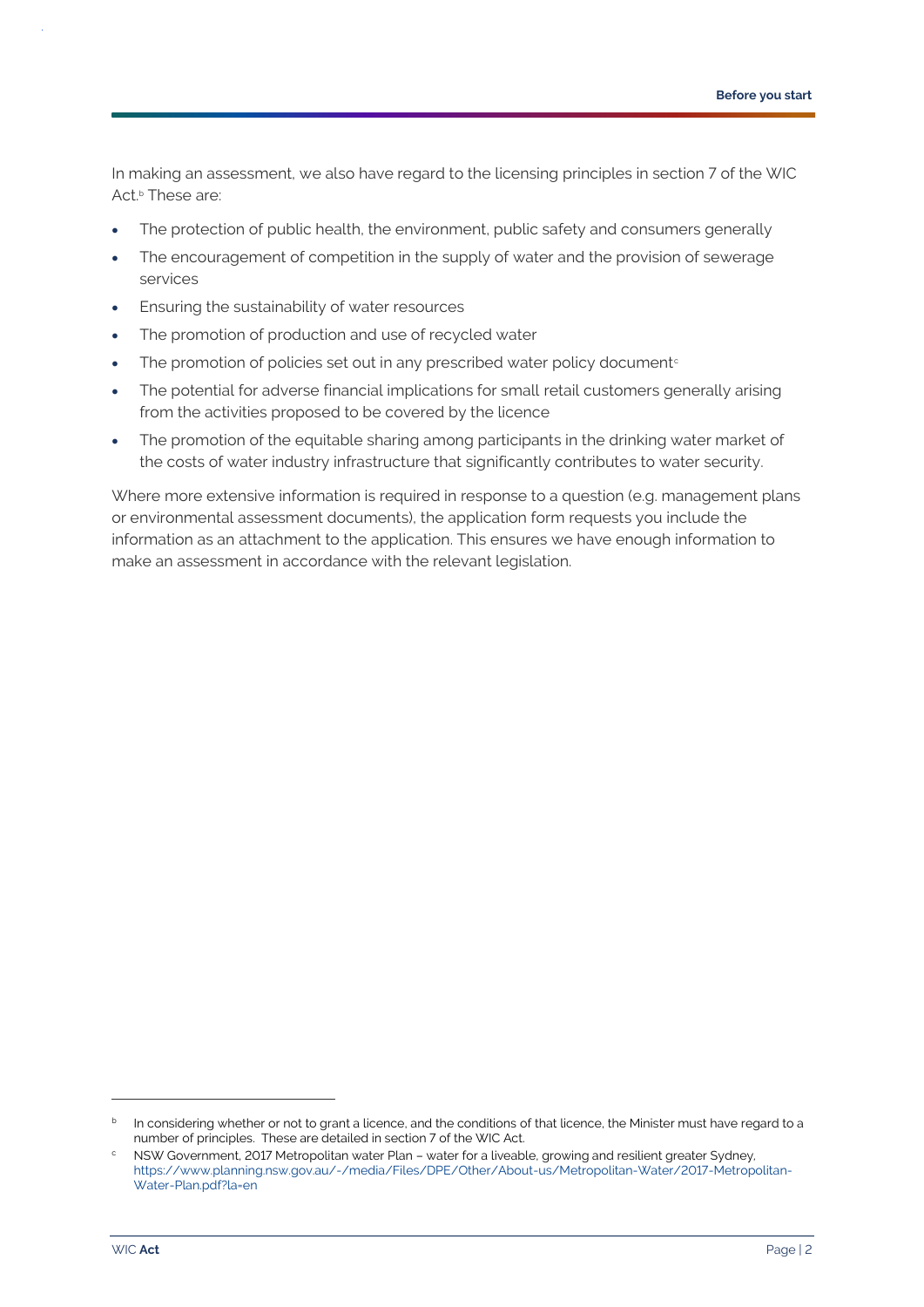In making an assessment, we also have regard to the licensing principles in section 7 of the WIC Act.[b] These are:

- The protection of public health, the environment, public safety and consumers generally
- The encouragement of competition in the supply of water and the provision of sewerage services
- Ensuring the sustainability of water resources
- The promotion of production and use of recycled water
- The promotion of policies set out in any prescribed water policy document[c]
- The potential for adverse financial implications for small retail customers generally arising from the activities proposed to be covered by the licence
- The promotion of the equitable sharing among participants in the drinking water market of the costs of water industry infrastructure that significantly contributes to water security.

Where more extensive information is required in response to a question (e.g. management plans or environmental assessment documents), the application form requests you include the information as an attachment to the application. This ensures we have enough information to make an assessment in accordance with the relevant legislation.

---

[b] In considering whether or not to grant a licence, and the conditions of that licence, the Minister must have regard to a number of principles. These are detailed in section 7 of the WIC Act.

[c] NSW Government, 2017 Metropolitan water Plan – water for a liveable, growing and resilient greater Sydney, https://www.planning.nsw.gov.au/-/media/Files/DPE/Other/About-us/Metropolitan-Water/2017-Metropolitan-Water-Plan.pdf?la=en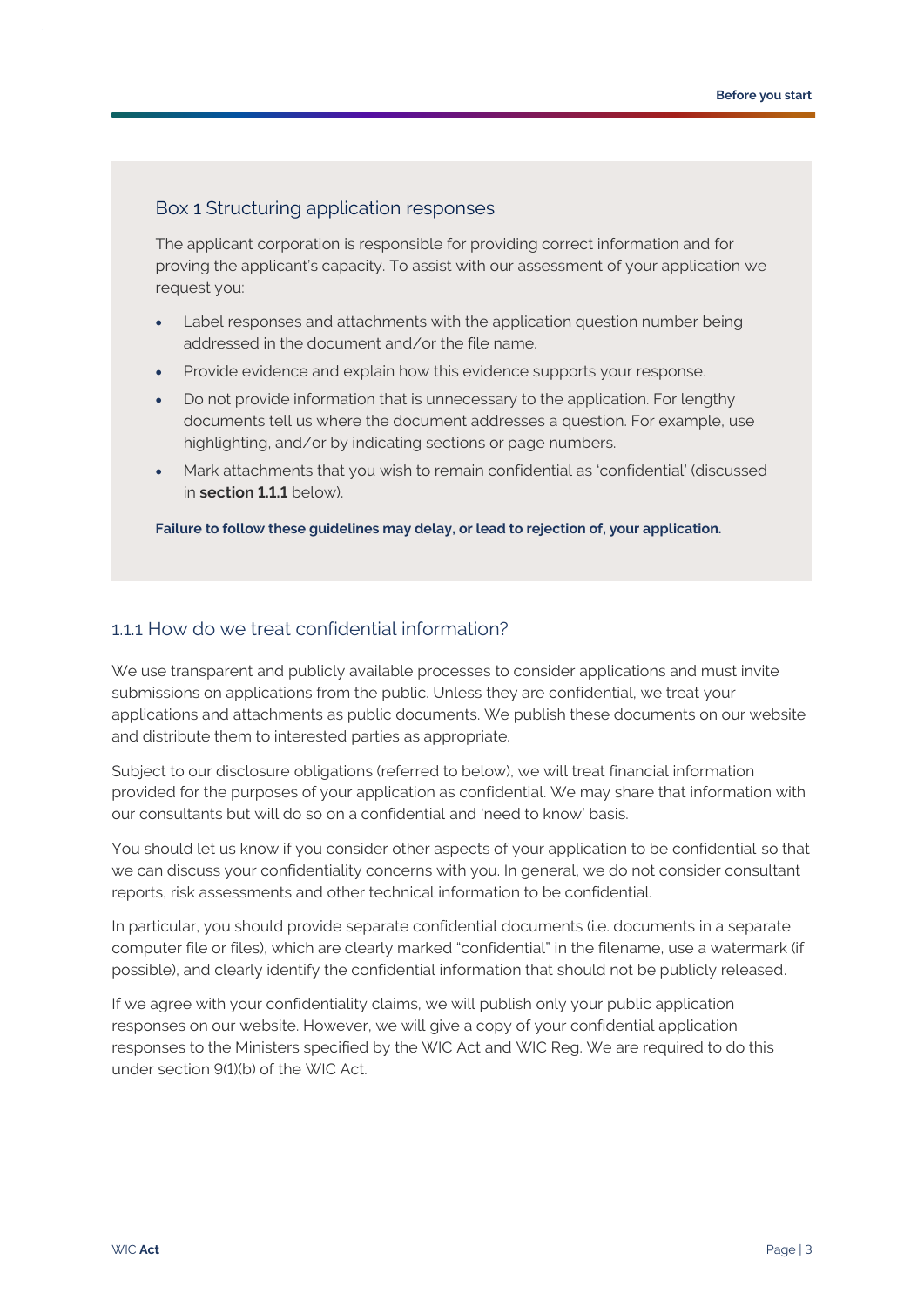### Box 1 Structuring application responses

The applicant corporation is responsible for providing correct information and for proving the applicant's capacity. To assist with our assessment of your application we request you:

- Label responses and attachments with the application question number being addressed in the document and/or the file name.
- Provide evidence and explain how this evidence supports your response.
- Do not provide information that is unnecessary to the application. For lengthy documents tell us where the document addresses a question. For example, use highlighting, and/or by indicating sections or page numbers.
- Mark attachments that you wish to remain confidential as 'confidential' (discussed in **section 1.1.1** below).

**Failure to follow these guidelines may delay, or lead to rejection of, your application.**

### 1.1.1 How do we treat confidential information?

We use transparent and publicly available processes to consider applications and must invite submissions on applications from the public. Unless they are confidential, we treat your applications and attachments as public documents. We publish these documents on our website and distribute them to interested parties as appropriate.

Subject to our disclosure obligations (referred to below), we will treat financial information provided for the purposes of your application as confidential. We may share that information with our consultants but will do so on a confidential and 'need to know' basis.

You should let us know if you consider other aspects of your application to be confidential so that we can discuss your confidentiality concerns with you. In general, we do not consider consultant reports, risk assessments and other technical information to be confidential.

In particular, you should provide separate confidential documents (i.e. documents in a separate computer file or files), which are clearly marked "confidential" in the filename, use a watermark (if possible), and clearly identify the confidential information that should not be publicly released.

If we agree with your confidentiality claims, we will publish only your public application responses on our website. However, we will give a copy of your confidential application responses to the Ministers specified by the WIC Act and WIC Reg. We are required to do this under section 9(1)(b) of the WIC Act.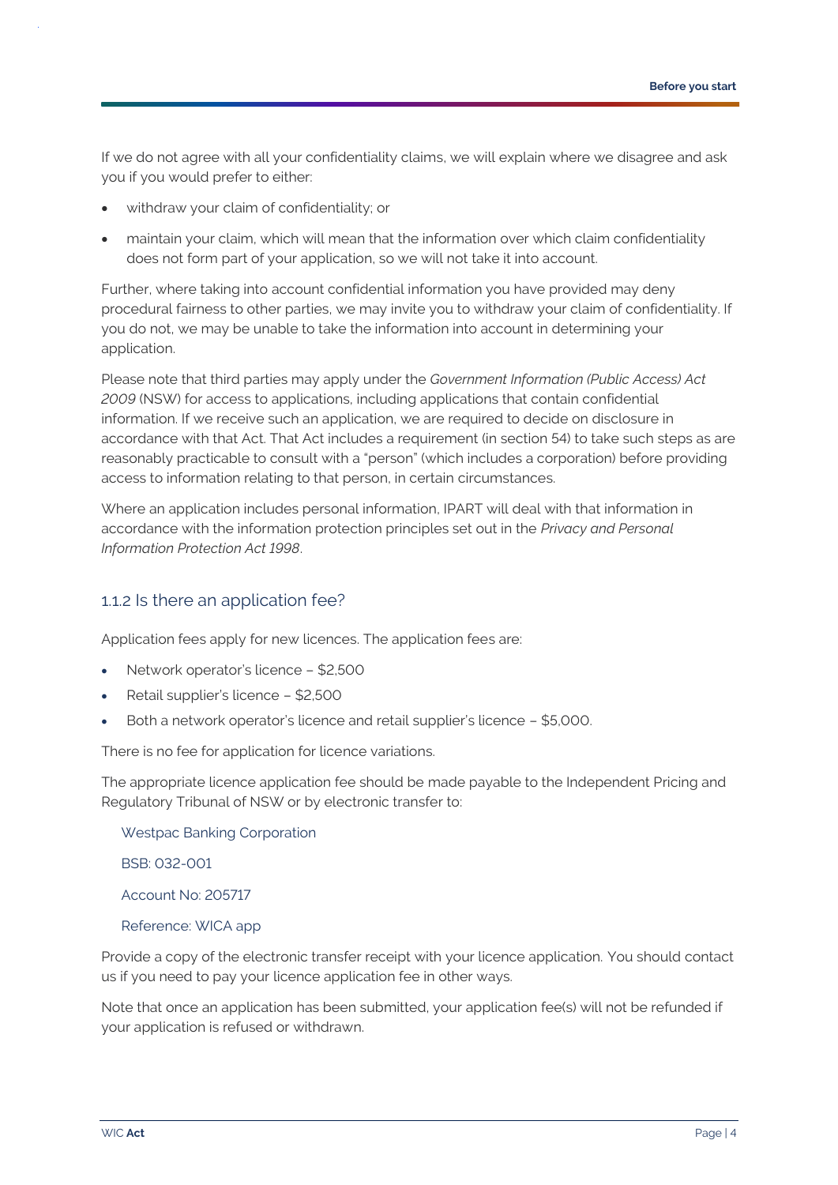If we do not agree with all your confidentiality claims, we will explain where we disagree and ask you if you would prefer to either:

- withdraw your claim of confidentiality; or
- maintain your claim, which will mean that the information over which claim confidentiality does not form part of your application, so we will not take it into account.

Further, where taking into account confidential information you have provided may deny procedural fairness to other parties, we may invite you to withdraw your claim of confidentiality. If you do not, we may be unable to take the information into account in determining your application.

Please note that third parties may apply under the *Government Information (Public Access) Act 2009* (NSW) for access to applications, including applications that contain confidential information. If we receive such an application, we are required to decide on disclosure in accordance with that Act. That Act includes a requirement (in section 54) to take such steps as are reasonably practicable to consult with a "person" (which includes a corporation) before providing access to information relating to that person, in certain circumstances.

Where an application includes personal information, IPART will deal with that information in accordance with the information protection principles set out in the *Privacy and Personal Information Protection Act 1998*.

### 1.1.2 Is there an application fee?

Application fees apply for new licences. The application fees are:

- Network operator's licence – $2,500
- Retail supplier's licence – $2,500
- Both a network operator's licence and retail supplier's licence – $5,000.

There is no fee for application for licence variations.

The appropriate licence application fee should be made payable to the Independent Pricing and Regulatory Tribunal of NSW or by electronic transfer to:

Westpac Banking Corporation

BSB: 032-001

Account No: 205717

Reference: WICA app

Provide a copy of the electronic transfer receipt with your licence application. You should contact us if you need to pay your licence application fee in other ways.

Note that once an application has been submitted, your application fee(s) will not be refunded if your application is refused or withdrawn.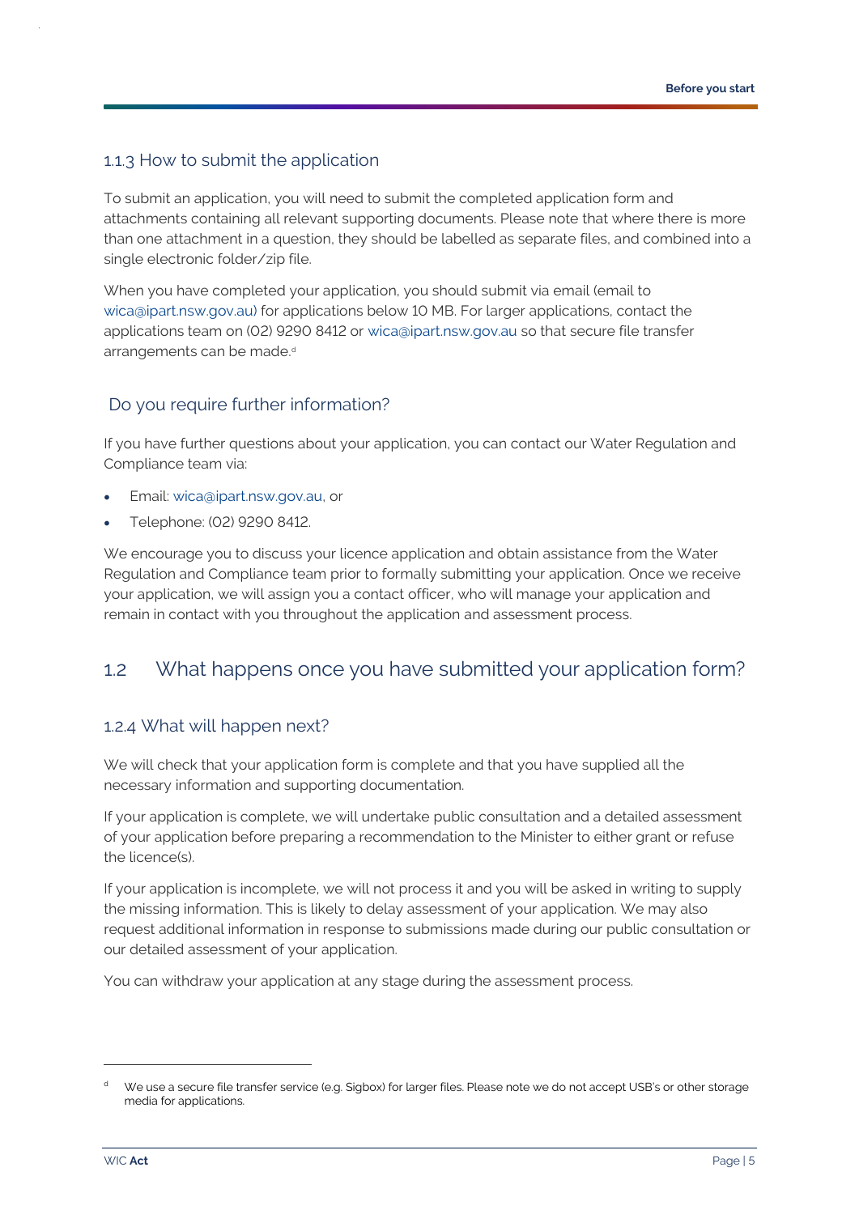### 1.1.3 How to submit the application

To submit an application, you will need to submit the completed application form and attachments containing all relevant supporting documents. Please note that where there is more than one attachment in a question, they should be labelled as separate files, and combined into a single electronic folder/zip file.

When you have completed your application, you should submit via email (email to wica@ipart.nsw.gov.au) for applications below 10 MB. For larger applications, contact the applications team on (02) 9290 8412 or wica@ipart.nsw.gov.au so that secure file transfer arrangements can be made.[d]

### Do you require further information?

If you have further questions about your application, you can contact our Water Regulation and Compliance team via:

- Email: wica@ipart.nsw.gov.au, or
- Telephone: (02) 9290 8412.

We encourage you to discuss your licence application and obtain assistance from the Water Regulation and Compliance team prior to formally submitting your application. Once we receive your application, we will assign you a contact officer, who will manage your application and remain in contact with you throughout the application and assessment process.

## 1.2 What happens once you have submitted your application form?

### 1.2.4 What will happen next?

We will check that your application form is complete and that you have supplied all the necessary information and supporting documentation.

If your application is complete, we will undertake public consultation and a detailed assessment of your application before preparing a recommendation to the Minister to either grant or refuse the licence(s).

If your application is incomplete, we will not process it and you will be asked in writing to supply the missing information. This is likely to delay assessment of your application. We may also request additional information in response to submissions made during our public consultation or our detailed assessment of your application.

You can withdraw your application at any stage during the assessment process.

---

[d] We use a secure file transfer service (e.g. Sigbox) for larger files. Please note we do not accept USB's or other storage media for applications.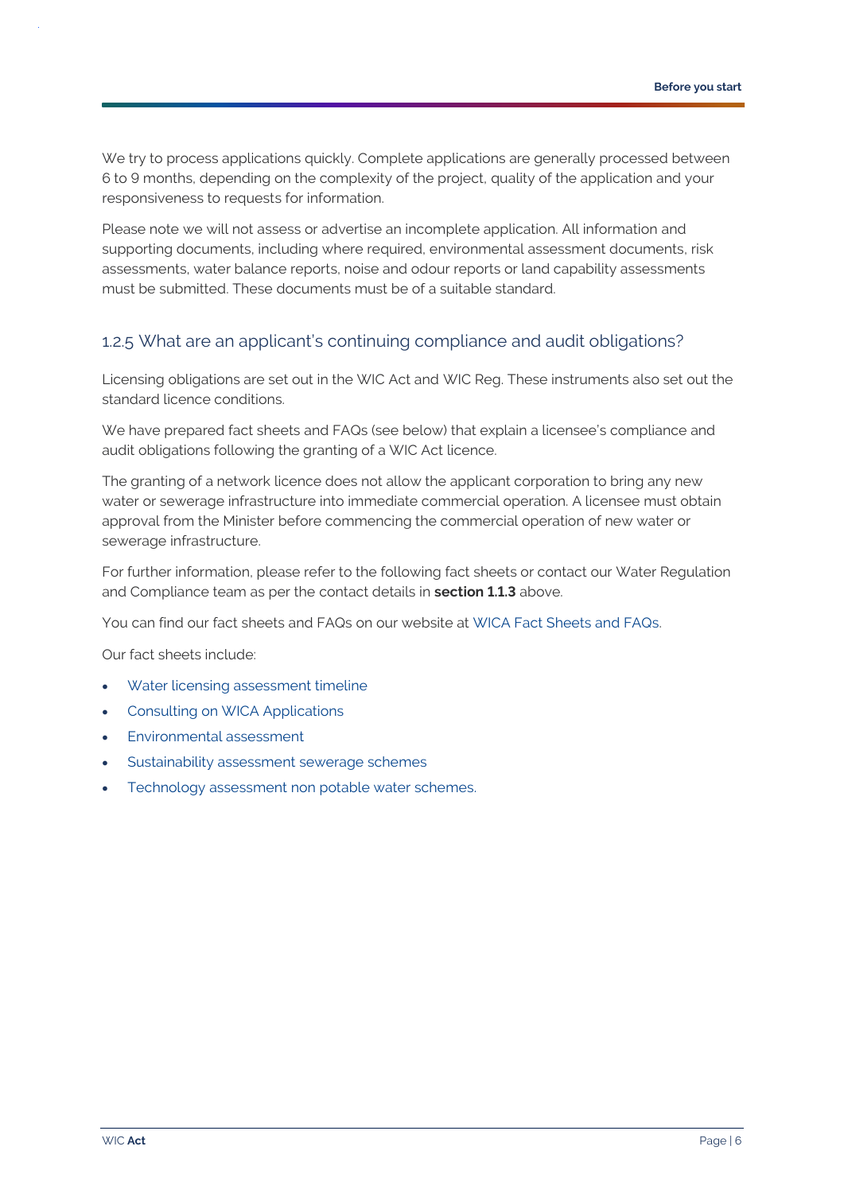We try to process applications quickly. Complete applications are generally processed between 6 to 9 months, depending on the complexity of the project, quality of the application and your responsiveness to requests for information.

Please note we will not assess or advertise an incomplete application. All information and supporting documents, including where required, environmental assessment documents, risk assessments, water balance reports, noise and odour reports or land capability assessments must be submitted. These documents must be of a suitable standard.

### 1.2.5 What are an applicant's continuing compliance and audit obligations?

Licensing obligations are set out in the WIC Act and WIC Reg. These instruments also set out the standard licence conditions.

We have prepared fact sheets and FAQs (see below) that explain a licensee's compliance and audit obligations following the granting of a WIC Act licence.

The granting of a network licence does not allow the applicant corporation to bring any new water or sewerage infrastructure into immediate commercial operation. A licensee must obtain approval from the Minister before commencing the commercial operation of new water or sewerage infrastructure.

For further information, please refer to the following fact sheets or contact our Water Regulation and Compliance team as per the contact details in **section 1.1.3** above.

You can find our fact sheets and FAQs on our website at WICA Fact Sheets and FAQs.

Our fact sheets include:

- Water licensing assessment timeline
- Consulting on WICA Applications
- Environmental assessment
- Sustainability assessment sewerage schemes
- Technology assessment non potable water schemes.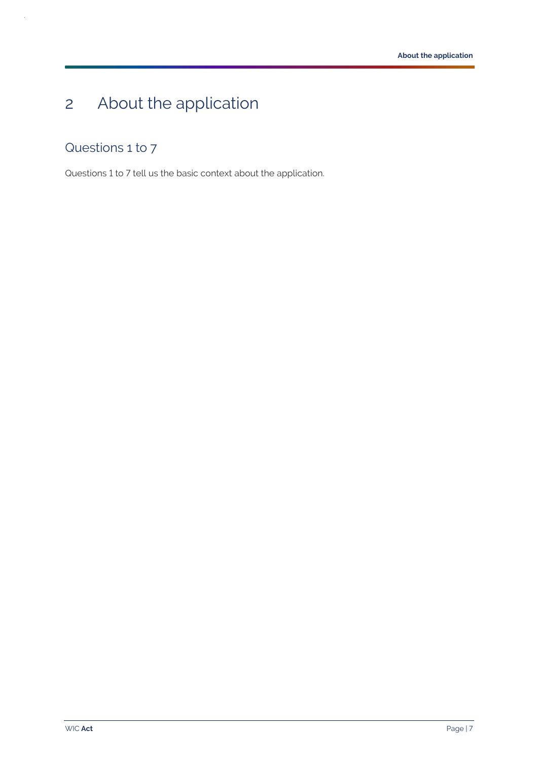# 2 About the application

## Questions 1 to 7

Questions 1 to 7 tell us the basic context about the application.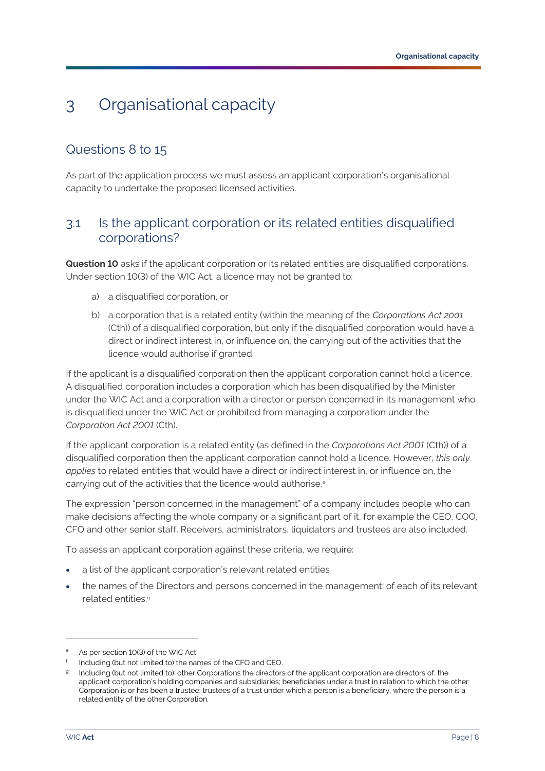# 3 Organisational capacity

## Questions 8 to 15

As part of the application process we must assess an applicant corporation's organisational capacity to undertake the proposed licensed activities.

## 3.1 Is the applicant corporation or its related entities disqualified corporations?

**Question 10** asks if the applicant corporation or its related entities are disqualified corporations. Under section 10(3) of the WIC Act, a licence may not be granted to:

a) a disqualified corporation, or

b) a corporation that is a related entity (within the meaning of the *Corporations Act 2001* (Cth)) of a disqualified corporation, but only if the disqualified corporation would have a direct or indirect interest in, or influence on, the carrying out of the activities that the licence would authorise if granted.

If the applicant is a disqualified corporation then the applicant corporation cannot hold a licence. A disqualified corporation includes a corporation which has been disqualified by the Minister under the WIC Act and a corporation with a director or person concerned in its management who is disqualified under the WIC Act or prohibited from managing a corporation under the *Corporation Act 2001* (Cth).

If the applicant corporation is a related entity (as defined in the *Corporations Act 2001* (Cth)) of a disqualified corporation then the applicant corporation cannot hold a licence. However, *this only applies* to related entities that would have a direct or indirect interest in, or influence on, the carrying out of the activities that the licence would authorise.[e]

The expression "person concerned in the management" of a company includes people who can make decisions affecting the whole company or a significant part of it, for example the CEO, COO, CFO and other senior staff. Receivers, administrators, liquidators and trustees are also included.

To assess an applicant corporation against these criteria, we require:

- a list of the applicant corporation's relevant related entities
- the names of the Directors and persons concerned in the management[f] of each of its relevant related entities.[g]

---

[e] As per section 10(3) of the WIC Act.

[f] Including (but not limited to) the names of the CFO and CEO.

[g] Including (but not limited to): other Corporations the directors of the applicant corporation are directors of, the applicant corporation's holding companies and subsidiaries; beneficiaries under a trust in relation to which the other Corporation is or has been a trustee; trustees of a trust under which a person is a beneficiary, where the person is a related entity of the other Corporation.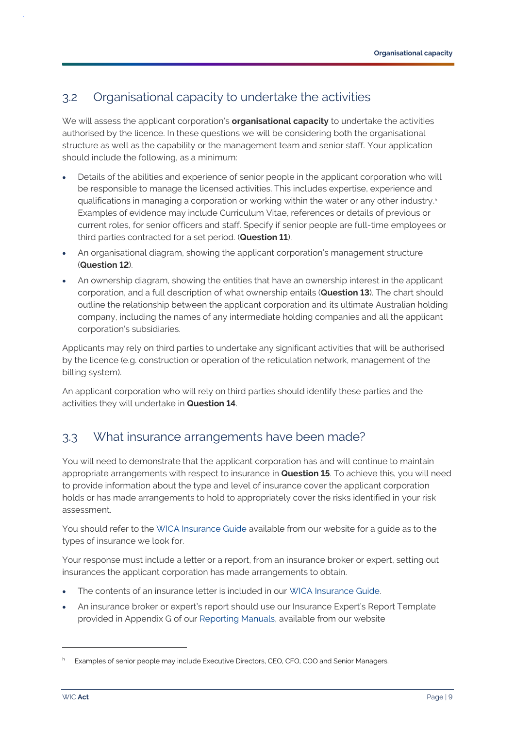## 3.2 Organisational capacity to undertake the activities

We will assess the applicant corporation's **organisational capacity** to undertake the activities authorised by the licence. In these questions we will be considering both the organisational structure as well as the capability or the management team and senior staff. Your application should include the following, as a minimum:

- Details of the abilities and experience of senior people in the applicant corporation who will be responsible to manage the licensed activities. This includes expertise, experience and qualifications in managing a corporation or working within the water or any other industry.[h] Examples of evidence may include Curriculum Vitae, references or details of previous or current roles, for senior officers and staff. Specify if senior people are full-time employees or third parties contracted for a set period. (**Question 11**).
- An organisational diagram, showing the applicant corporation's management structure (**Question 12**).
- An ownership diagram, showing the entities that have an ownership interest in the applicant corporation, and a full description of what ownership entails (**Question 13**). The chart should outline the relationship between the applicant corporation and its ultimate Australian holding company, including the names of any intermediate holding companies and all the applicant corporation's subsidiaries.

Applicants may rely on third parties to undertake any significant activities that will be authorised by the licence (e.g. construction or operation of the reticulation network, management of the billing system).

An applicant corporation who will rely on third parties should identify these parties and the activities they will undertake in **Question 14**.

## 3.3 What insurance arrangements have been made?

You will need to demonstrate that the applicant corporation has and will continue to maintain appropriate arrangements with respect to insurance in **Question 15**. To achieve this, you will need to provide information about the type and level of insurance cover the applicant corporation holds or has made arrangements to hold to appropriately cover the risks identified in your risk assessment.

You should refer to the WICA Insurance Guide available from our website for a guide as to the types of insurance we look for.

Your response must include a letter or a report, from an insurance broker or expert, setting out insurances the applicant corporation has made arrangements to obtain.

- The contents of an insurance letter is included in our WICA Insurance Guide.
- An insurance broker or expert's report should use our Insurance Expert's Report Template provided in Appendix G of our Reporting Manuals, available from our website

---

[h] Examples of senior people may include Executive Directors, CEO, CFO, COO and Senior Managers.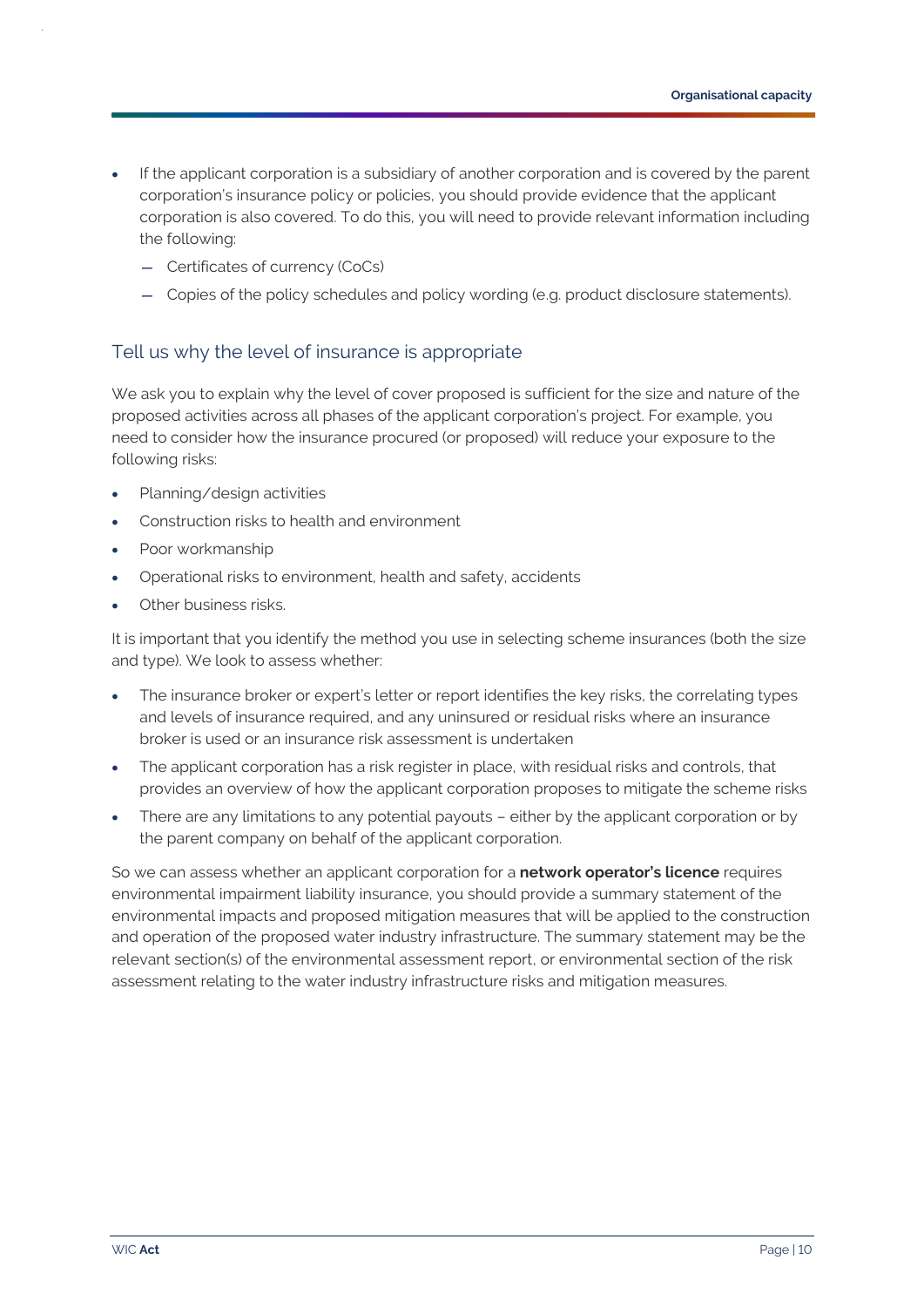- If the applicant corporation is a subsidiary of another corporation and is covered by the parent corporation's insurance policy or policies, you should provide evidence that the applicant corporation is also covered. To do this, you will need to provide relevant information including the following:
  - Certificates of currency (CoCs)
  - Copies of the policy schedules and policy wording (e.g. product disclosure statements).

## Tell us why the level of insurance is appropriate

We ask you to explain why the level of cover proposed is sufficient for the size and nature of the proposed activities across all phases of the applicant corporation's project. For example, you need to consider how the insurance procured (or proposed) will reduce your exposure to the following risks:

- Planning/design activities
- Construction risks to health and environment
- Poor workmanship
- Operational risks to environment, health and safety, accidents
- Other business risks.

It is important that you identify the method you use in selecting scheme insurances (both the size and type). We look to assess whether:

- The insurance broker or expert's letter or report identifies the key risks, the correlating types and levels of insurance required, and any uninsured or residual risks where an insurance broker is used or an insurance risk assessment is undertaken
- The applicant corporation has a risk register in place, with residual risks and controls, that provides an overview of how the applicant corporation proposes to mitigate the scheme risks
- There are any limitations to any potential payouts – either by the applicant corporation or by the parent company on behalf of the applicant corporation.

So we can assess whether an applicant corporation for a **network operator's licence** requires environmental impairment liability insurance, you should provide a summary statement of the environmental impacts and proposed mitigation measures that will be applied to the construction and operation of the proposed water industry infrastructure. The summary statement may be the relevant section(s) of the environmental assessment report, or environmental section of the risk assessment relating to the water industry infrastructure risks and mitigation measures.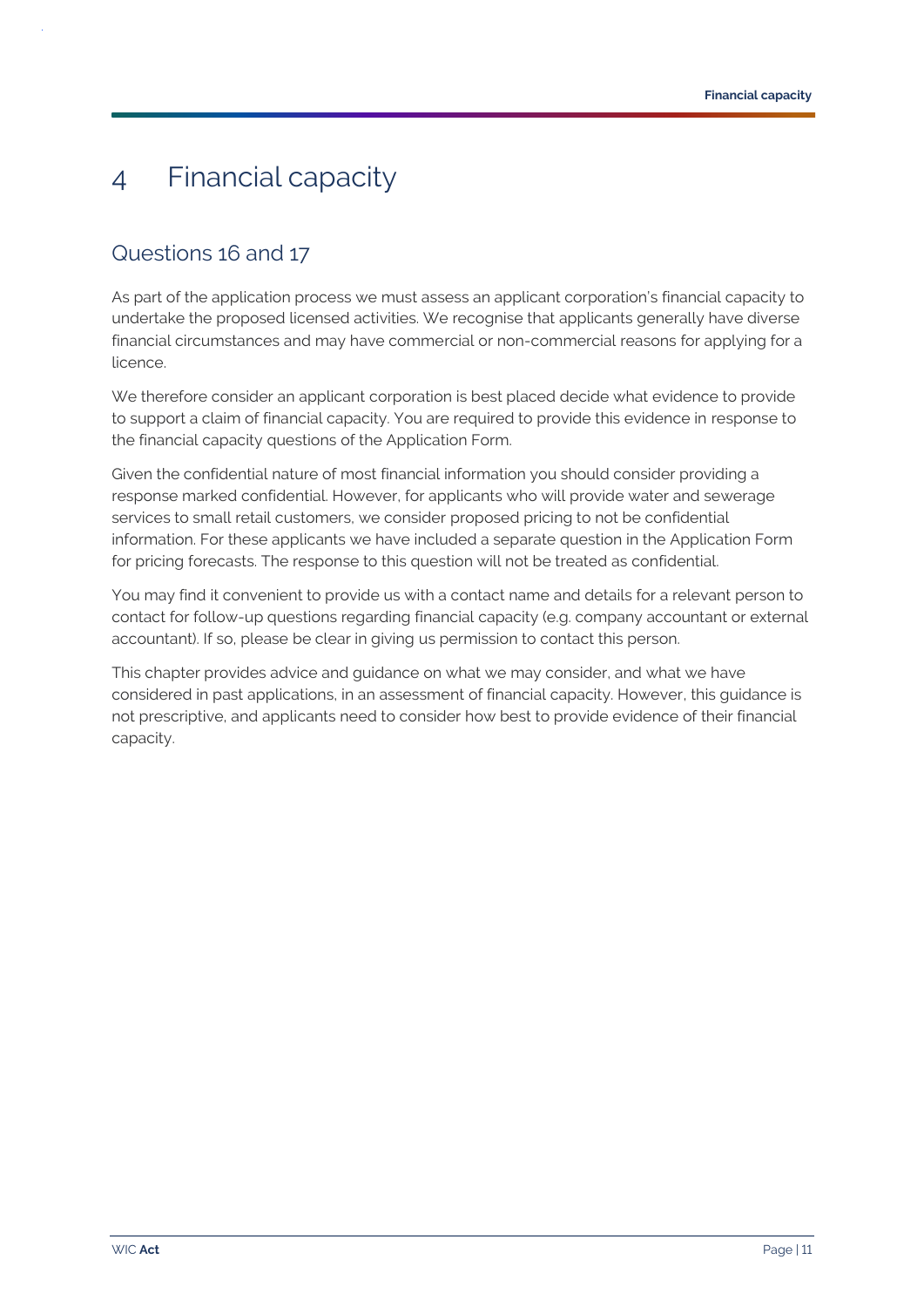# 4 Financial capacity

## Questions 16 and 17

As part of the application process we must assess an applicant corporation's financial capacity to undertake the proposed licensed activities. We recognise that applicants generally have diverse financial circumstances and may have commercial or non-commercial reasons for applying for a licence.

We therefore consider an applicant corporation is best placed decide what evidence to provide to support a claim of financial capacity. You are required to provide this evidence in response to the financial capacity questions of the Application Form.

Given the confidential nature of most financial information you should consider providing a response marked confidential. However, for applicants who will provide water and sewerage services to small retail customers, we consider proposed pricing to not be confidential information. For these applicants we have included a separate question in the Application Form for pricing forecasts. The response to this question will not be treated as confidential.

You may find it convenient to provide us with a contact name and details for a relevant person to contact for follow-up questions regarding financial capacity (e.g. company accountant or external accountant). If so, please be clear in giving us permission to contact this person.

This chapter provides advice and guidance on what we may consider, and what we have considered in past applications, in an assessment of financial capacity. However, this guidance is not prescriptive, and applicants need to consider how best to provide evidence of their financial capacity.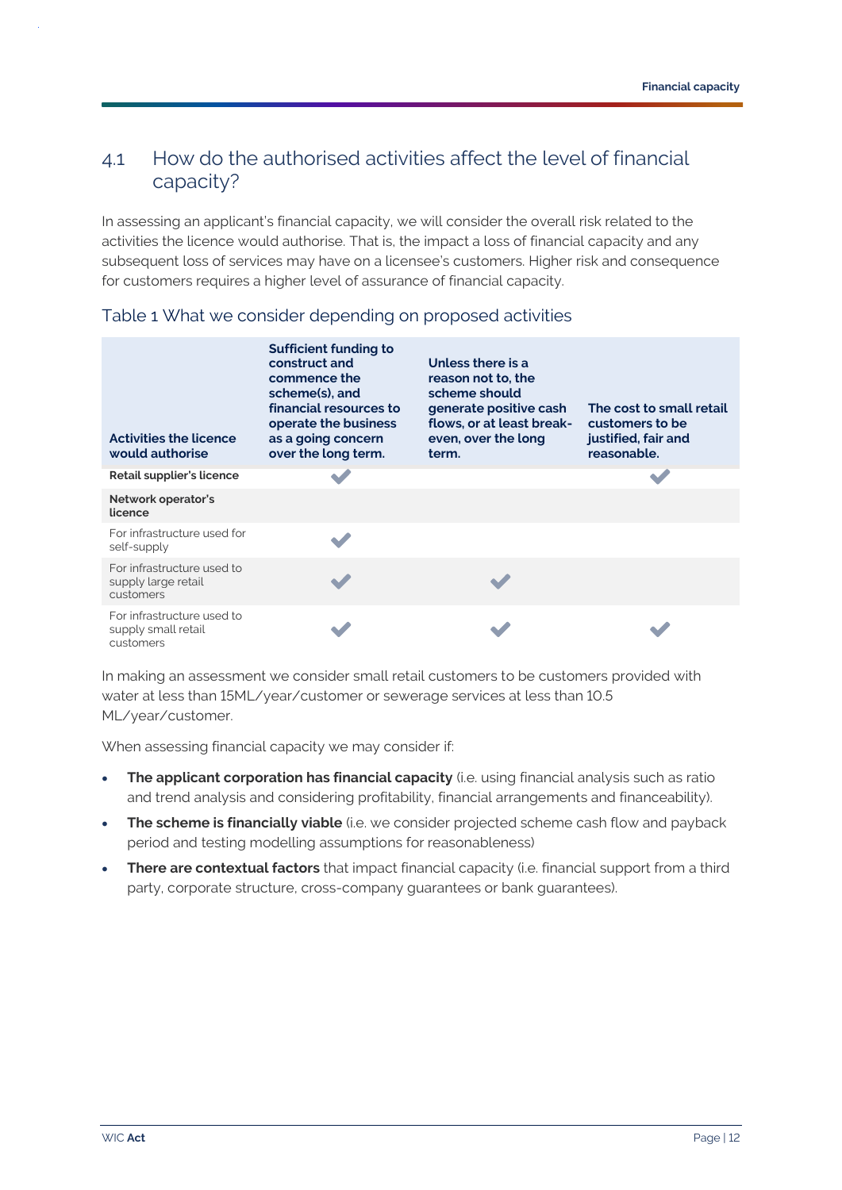## 4.1 How do the authorised activities affect the level of financial capacity?

In assessing an applicant's financial capacity, we will consider the overall risk related to the activities the licence would authorise. That is, the impact a loss of financial capacity and any subsequent loss of services may have on a licensee's customers. Higher risk and consequence for customers requires a higher level of assurance of financial capacity.

### Table 1 What we consider depending on proposed activities

| Activities the licence would authorise | Sufficient funding to construct and commence the scheme(s), and financial resources to operate the business as a going concern over the long term. | Unless there is a reason not to, the scheme should generate positive cash flows, or at least break-even, over the long term. | The cost to small retail customers to be justified, fair and reasonable. |
|---|---|---|---|
| **Retail supplier's licence** | ✔ | | ✔ |
| **Network operator's licence** | | | |
| For infrastructure used for self-supply | ✔ | | |
| For infrastructure used to supply large retail customers | ✔ | ✔ | |
| For infrastructure used to supply small retail customers | ✔ | ✔ | ✔ |

In making an assessment we consider small retail customers to be customers provided with water at less than 15ML/year/customer or sewerage services at less than 10.5 ML/year/customer.

When assessing financial capacity we may consider if:

- **The applicant corporation has financial capacity** (i.e. using financial analysis such as ratio and trend analysis and considering profitability, financial arrangements and financeability).
- **The scheme is financially viable** (i.e. we consider projected scheme cash flow and payback period and testing modelling assumptions for reasonableness)
- **There are contextual factors** that impact financial capacity (i.e. financial support from a third party, corporate structure, cross-company guarantees or bank guarantees).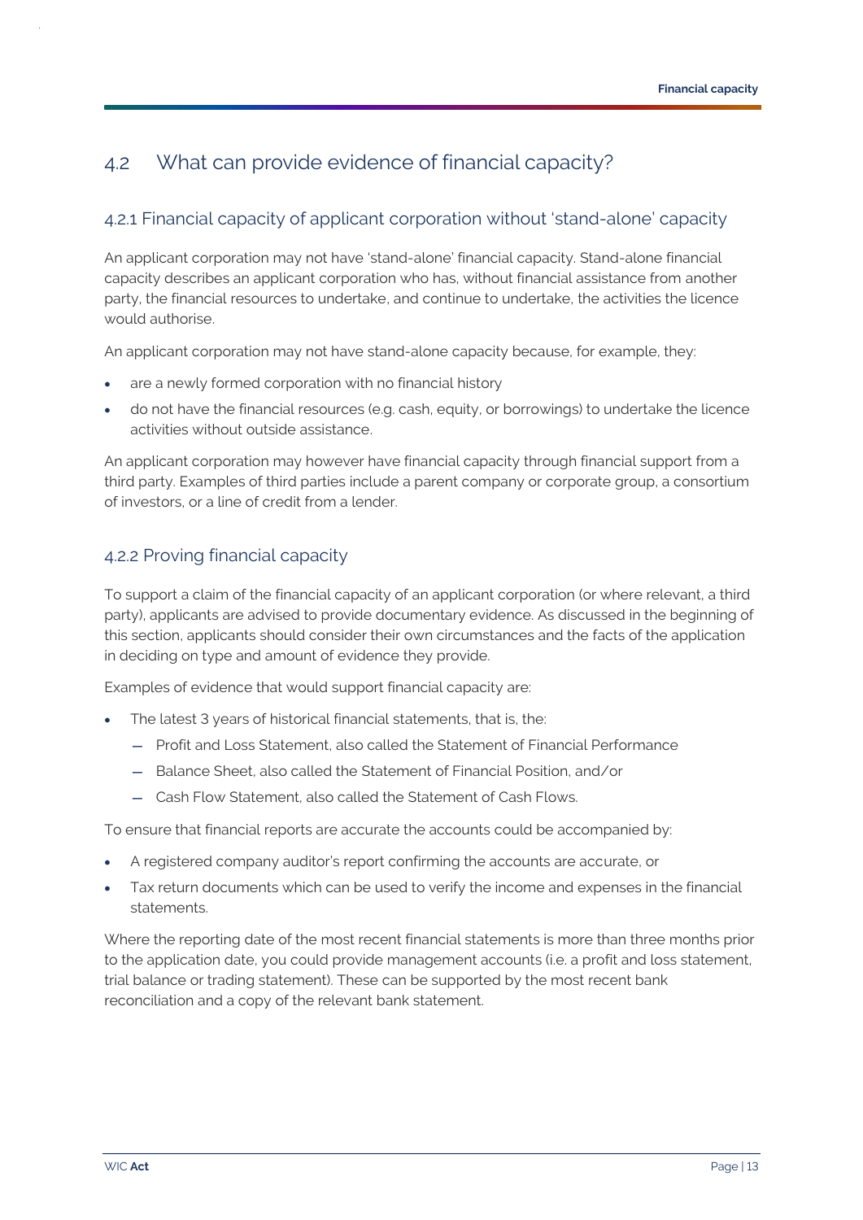## 4.2 What can provide evidence of financial capacity?

### 4.2.1 Financial capacity of applicant corporation without 'stand-alone' capacity

An applicant corporation may not have 'stand-alone' financial capacity. Stand-alone financial capacity describes an applicant corporation who has, without financial assistance from another party, the financial resources to undertake, and continue to undertake, the activities the licence would authorise.

An applicant corporation may not have stand-alone capacity because, for example, they:

- are a newly formed corporation with no financial history
- do not have the financial resources (e.g. cash, equity, or borrowings) to undertake the licence activities without outside assistance.

An applicant corporation may however have financial capacity through financial support from a third party. Examples of third parties include a parent company or corporate group, a consortium of investors, or a line of credit from a lender.

### 4.2.2 Proving financial capacity

To support a claim of the financial capacity of an applicant corporation (or where relevant, a third party), applicants are advised to provide documentary evidence. As discussed in the beginning of this section, applicants should consider their own circumstances and the facts of the application in deciding on type and amount of evidence they provide.

Examples of evidence that would support financial capacity are:

- The latest 3 years of historical financial statements, that is, the:
  - Profit and Loss Statement, also called the Statement of Financial Performance
  - Balance Sheet, also called the Statement of Financial Position, and/or
  - Cash Flow Statement, also called the Statement of Cash Flows.

To ensure that financial reports are accurate the accounts could be accompanied by:

- A registered company auditor's report confirming the accounts are accurate, or
- Tax return documents which can be used to verify the income and expenses in the financial statements.

Where the reporting date of the most recent financial statements is more than three months prior to the application date, you could provide management accounts (i.e. a profit and loss statement, trial balance or trading statement). These can be supported by the most recent bank reconciliation and a copy of the relevant bank statement.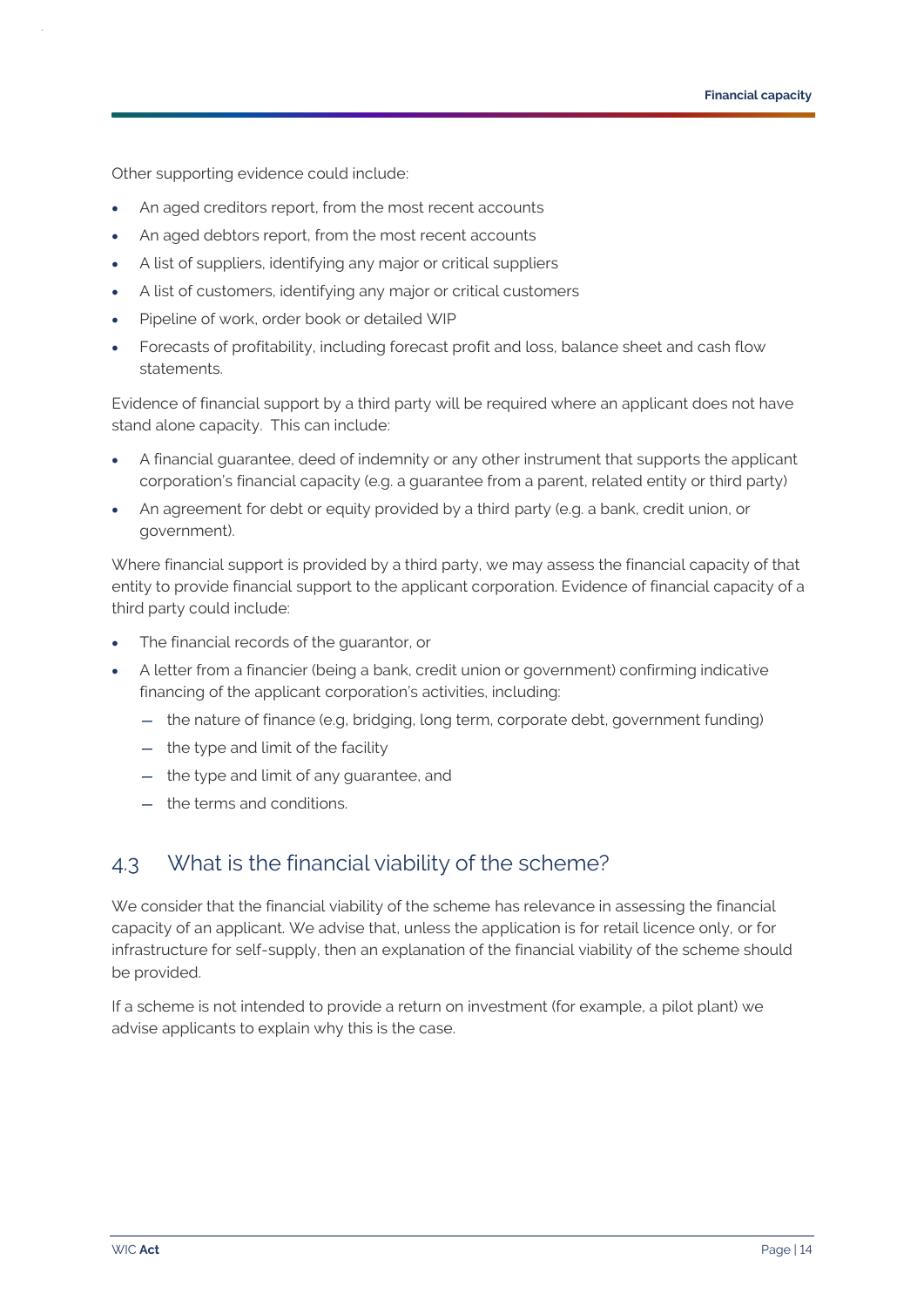Other supporting evidence could include:

- An aged creditors report, from the most recent accounts
- An aged debtors report, from the most recent accounts
- A list of suppliers, identifying any major or critical suppliers
- A list of customers, identifying any major or critical customers
- Pipeline of work, order book or detailed WIP
- Forecasts of profitability, including forecast profit and loss, balance sheet and cash flow statements.

Evidence of financial support by a third party will be required where an applicant does not have stand alone capacity. This can include:

- A financial guarantee, deed of indemnity or any other instrument that supports the applicant corporation's financial capacity (e.g. a guarantee from a parent, related entity or third party)
- An agreement for debt or equity provided by a third party (e.g. a bank, credit union, or government).

Where financial support is provided by a third party, we may assess the financial capacity of that entity to provide financial support to the applicant corporation. Evidence of financial capacity of a third party could include:

- The financial records of the guarantor, or
- A letter from a financier (being a bank, credit union or government) confirming indicative financing of the applicant corporation's activities, including:
  - the nature of finance (e.g, bridging, long term, corporate debt, government funding)
  - the type and limit of the facility
  - the type and limit of any guarantee, and
  - the terms and conditions.

## 4.3 What is the financial viability of the scheme?

We consider that the financial viability of the scheme has relevance in assessing the financial capacity of an applicant. We advise that, unless the application is for retail licence only, or for infrastructure for self-supply, then an explanation of the financial viability of the scheme should be provided.

If a scheme is not intended to provide a return on investment (for example, a pilot plant) we advise applicants to explain why this is the case.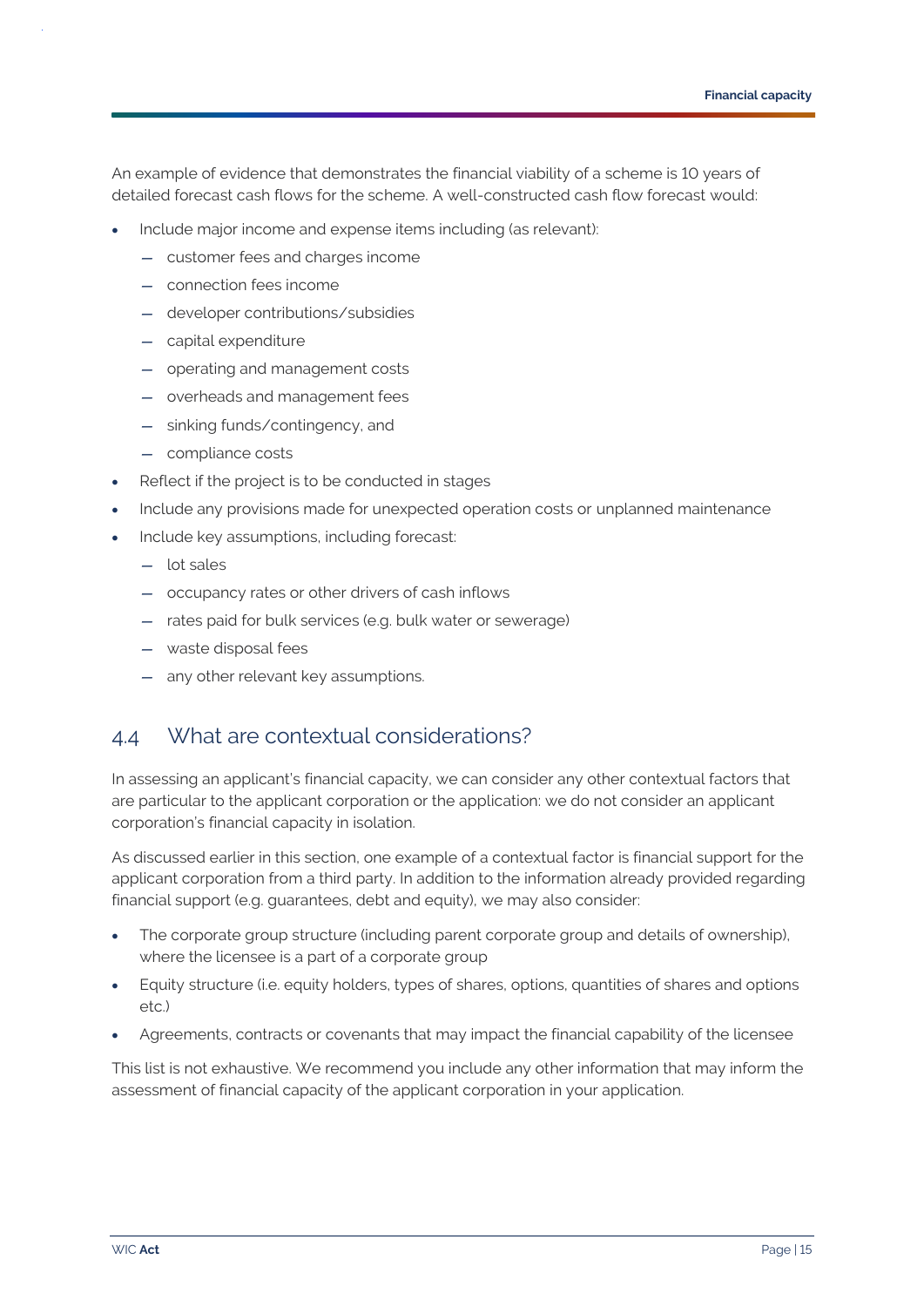An example of evidence that demonstrates the financial viability of a scheme is 10 years of detailed forecast cash flows for the scheme. A well-constructed cash flow forecast would:

- Include major income and expense items including (as relevant):
  - customer fees and charges income
  - connection fees income
  - developer contributions/subsidies
  - capital expenditure
  - operating and management costs
  - overheads and management fees
  - sinking funds/contingency, and
  - compliance costs
- Reflect if the project is to be conducted in stages
- Include any provisions made for unexpected operation costs or unplanned maintenance
- Include key assumptions, including forecast:
  - lot sales
  - occupancy rates or other drivers of cash inflows
  - rates paid for bulk services (e.g. bulk water or sewerage)
  - waste disposal fees
  - any other relevant key assumptions.

## 4.4 What are contextual considerations?

In assessing an applicant's financial capacity, we can consider any other contextual factors that are particular to the applicant corporation or the application: we do not consider an applicant corporation's financial capacity in isolation.

As discussed earlier in this section, one example of a contextual factor is financial support for the applicant corporation from a third party. In addition to the information already provided regarding financial support (e.g. guarantees, debt and equity), we may also consider:

- The corporate group structure (including parent corporate group and details of ownership), where the licensee is a part of a corporate group
- Equity structure (i.e. equity holders, types of shares, options, quantities of shares and options etc.)
- Agreements, contracts or covenants that may impact the financial capability of the licensee

This list is not exhaustive. We recommend you include any other information that may inform the assessment of financial capacity of the applicant corporation in your application.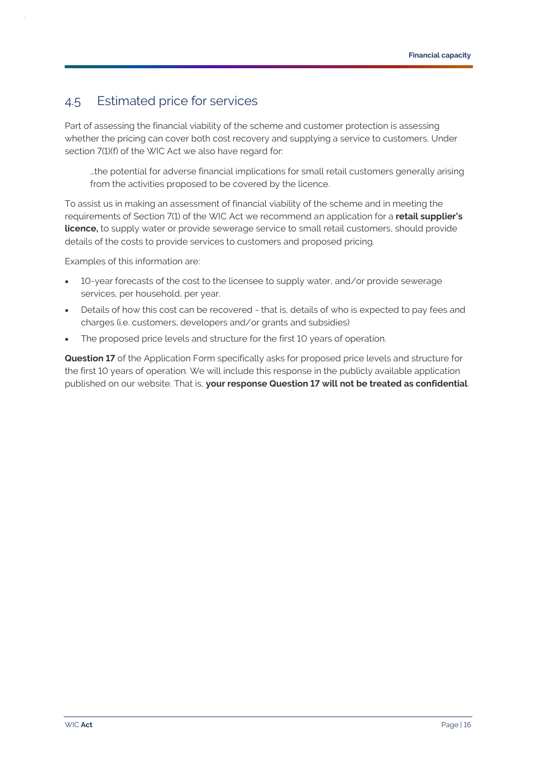## 4.5 Estimated price for services

Part of assessing the financial viability of the scheme and customer protection is assessing whether the pricing can cover both cost recovery and supplying a service to customers. Under section 7(1)(f) of the WIC Act we also have regard for:

> …the potential for adverse financial implications for small retail customers generally arising from the activities proposed to be covered by the licence.

To assist us in making an assessment of financial viability of the scheme and in meeting the requirements of Section 7(1) of the WIC Act we recommend an application for a **retail supplier's licence,** to supply water or provide sewerage service to small retail customers, should provide details of the costs to provide services to customers and proposed pricing.

Examples of this information are:

- 10-year forecasts of the cost to the licensee to supply water, and/or provide sewerage services, per household, per year.
- Details of how this cost can be recovered - that is, details of who is expected to pay fees and charges (i.e. customers, developers and/or grants and subsidies)
- The proposed price levels and structure for the first 10 years of operation.

**Question 17** of the Application Form specifically asks for proposed price levels and structure for the first 10 years of operation. We will include this response in the publicly available application published on our website. That is, **your response Question 17 will not be treated as confidential**.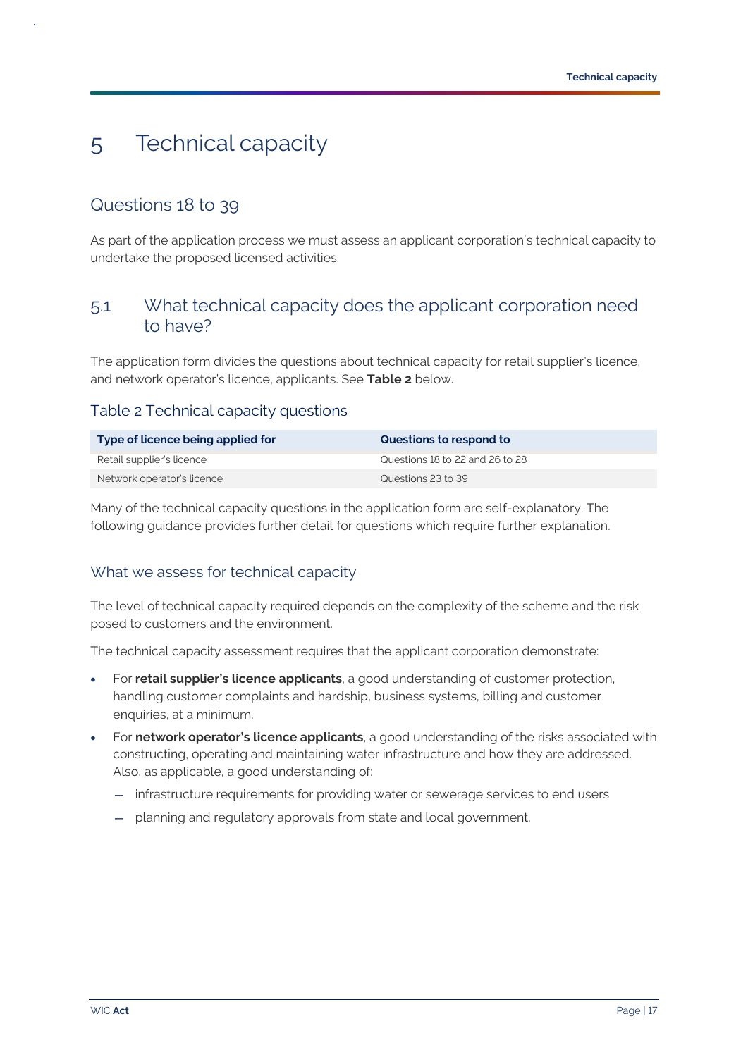# 5 Technical capacity

## Questions 18 to 39

As part of the application process we must assess an applicant corporation's technical capacity to undertake the proposed licensed activities.

## 5.1 What technical capacity does the applicant corporation need to have?

The application form divides the questions about technical capacity for retail supplier's licence, and network operator's licence, applicants. See **Table 2** below.

### Table 2 Technical capacity questions

| Type of licence being applied for | Questions to respond to |
|---|---|
| Retail supplier's licence | Questions 18 to 22 and 26 to 28 |
| Network operator's licence | Questions 23 to 39 |

Many of the technical capacity questions in the application form are self-explanatory. The following guidance provides further detail for questions which require further explanation.

### What we assess for technical capacity

The level of technical capacity required depends on the complexity of the scheme and the risk posed to customers and the environment.

The technical capacity assessment requires that the applicant corporation demonstrate:

- For **retail supplier's licence applicants**, a good understanding of customer protection, handling customer complaints and hardship, business systems, billing and customer enquiries, at a minimum.
- For **network operator's licence applicants**, a good understanding of the risks associated with constructing, operating and maintaining water infrastructure and how they are addressed. Also, as applicable, a good understanding of:
  - infrastructure requirements for providing water or sewerage services to end users
  - planning and regulatory approvals from state and local government.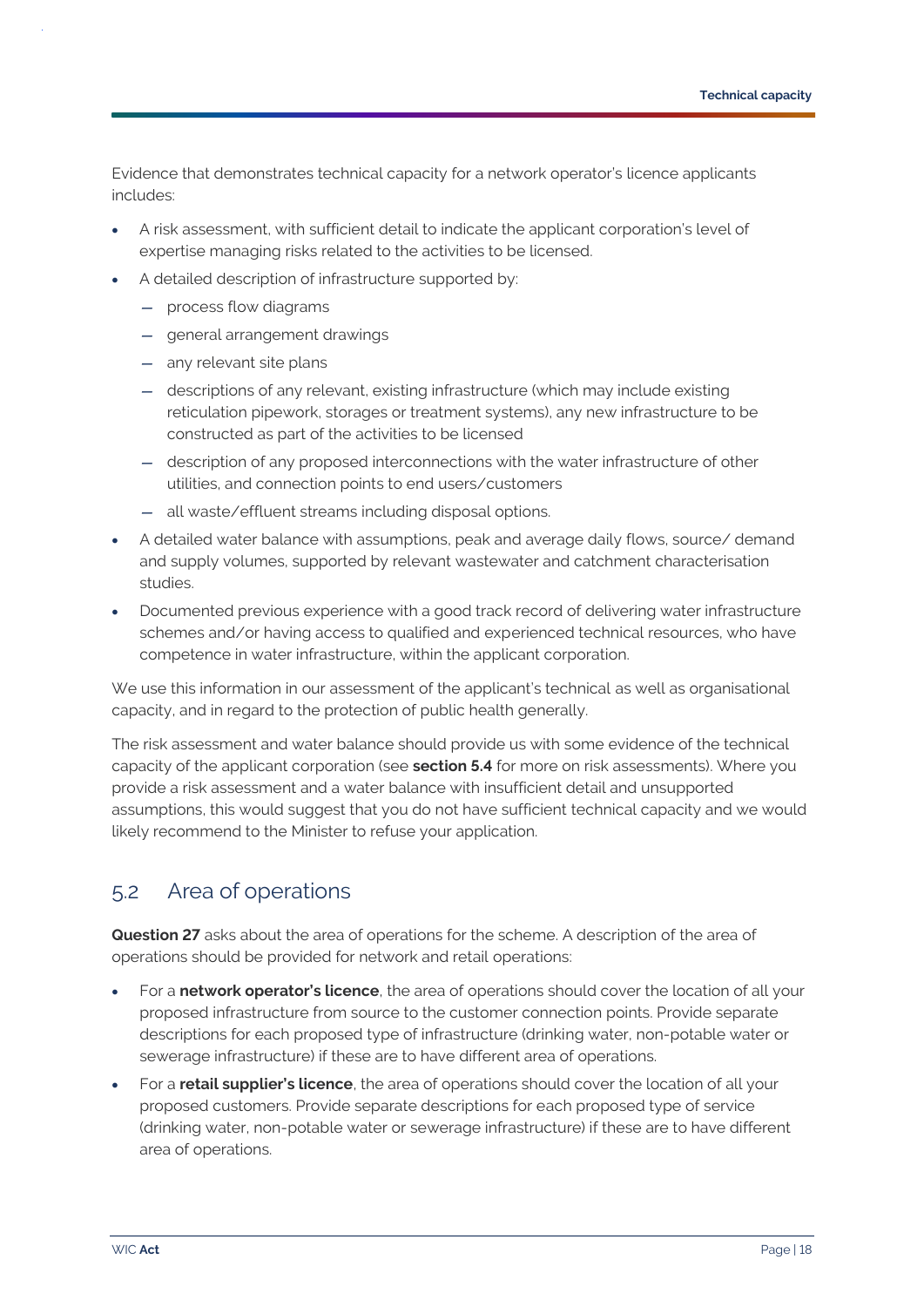Evidence that demonstrates technical capacity for a network operator's licence applicants includes:

- A risk assessment, with sufficient detail to indicate the applicant corporation's level of expertise managing risks related to the activities to be licensed.
- A detailed description of infrastructure supported by:
  - process flow diagrams
  - general arrangement drawings
  - any relevant site plans
  - descriptions of any relevant, existing infrastructure (which may include existing reticulation pipework, storages or treatment systems), any new infrastructure to be constructed as part of the activities to be licensed
  - description of any proposed interconnections with the water infrastructure of other utilities, and connection points to end users/customers
  - all waste/effluent streams including disposal options.
- A detailed water balance with assumptions, peak and average daily flows, source/ demand and supply volumes, supported by relevant wastewater and catchment characterisation studies.
- Documented previous experience with a good track record of delivering water infrastructure schemes and/or having access to qualified and experienced technical resources, who have competence in water infrastructure, within the applicant corporation.

We use this information in our assessment of the applicant's technical as well as organisational capacity, and in regard to the protection of public health generally.

The risk assessment and water balance should provide us with some evidence of the technical capacity of the applicant corporation (see **section 5.4** for more on risk assessments). Where you provide a risk assessment and a water balance with insufficient detail and unsupported assumptions, this would suggest that you do not have sufficient technical capacity and we would likely recommend to the Minister to refuse your application.

## 5.2 Area of operations

**Question 27** asks about the area of operations for the scheme. A description of the area of operations should be provided for network and retail operations:

- For a **network operator's licence**, the area of operations should cover the location of all your proposed infrastructure from source to the customer connection points. Provide separate descriptions for each proposed type of infrastructure (drinking water, non-potable water or sewerage infrastructure) if these are to have different area of operations.
- For a **retail supplier's licence**, the area of operations should cover the location of all your proposed customers. Provide separate descriptions for each proposed type of service (drinking water, non-potable water or sewerage infrastructure) if these are to have different area of operations.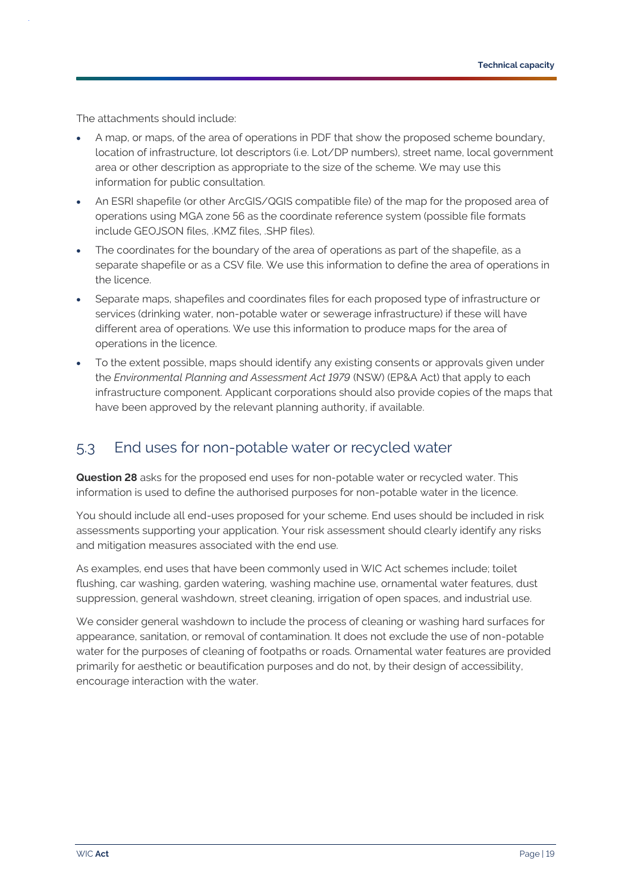The attachments should include:

- A map, or maps, of the area of operations in PDF that show the proposed scheme boundary, location of infrastructure, lot descriptors (i.e. Lot/DP numbers), street name, local government area or other description as appropriate to the size of the scheme. We may use this information for public consultation.
- An ESRI shapefile (or other ArcGIS/QGIS compatible file) of the map for the proposed area of operations using MGA zone 56 as the coordinate reference system (possible file formats include GEOJSON files, .KMZ files, .SHP files).
- The coordinates for the boundary of the area of operations as part of the shapefile, as a separate shapefile or as a CSV file. We use this information to define the area of operations in the licence.
- Separate maps, shapefiles and coordinates files for each proposed type of infrastructure or services (drinking water, non-potable water or sewerage infrastructure) if these will have different area of operations. We use this information to produce maps for the area of operations in the licence.
- To the extent possible, maps should identify any existing consents or approvals given under the *Environmental Planning and Assessment Act 1979* (NSW) (EP&A Act) that apply to each infrastructure component. Applicant corporations should also provide copies of the maps that have been approved by the relevant planning authority, if available.

## 5.3 End uses for non-potable water or recycled water

**Question 28** asks for the proposed end uses for non-potable water or recycled water. This information is used to define the authorised purposes for non-potable water in the licence.

You should include all end-uses proposed for your scheme. End uses should be included in risk assessments supporting your application. Your risk assessment should clearly identify any risks and mitigation measures associated with the end use.

As examples, end uses that have been commonly used in WIC Act schemes include; toilet flushing, car washing, garden watering, washing machine use, ornamental water features, dust suppression, general washdown, street cleaning, irrigation of open spaces, and industrial use.

We consider general washdown to include the process of cleaning or washing hard surfaces for appearance, sanitation, or removal of contamination. It does not exclude the use of non-potable water for the purposes of cleaning of footpaths or roads. Ornamental water features are provided primarily for aesthetic or beautification purposes and do not, by their design of accessibility, encourage interaction with the water.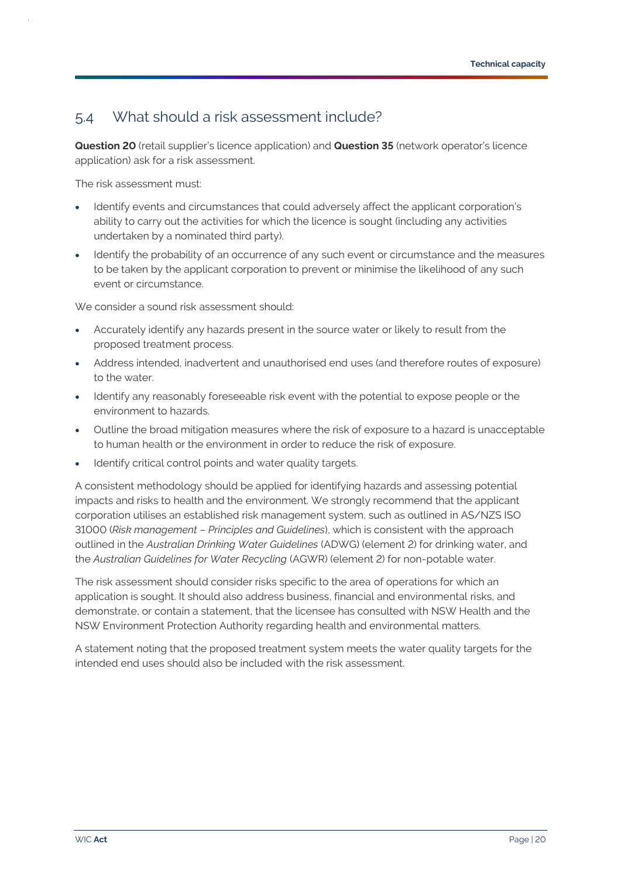## 5.4 What should a risk assessment include?

**Question 20** (retail supplier's licence application) and **Question 35** (network operator's licence application) ask for a risk assessment.

The risk assessment must:

- Identify events and circumstances that could adversely affect the applicant corporation's ability to carry out the activities for which the licence is sought (including any activities undertaken by a nominated third party).
- Identify the probability of an occurrence of any such event or circumstance and the measures to be taken by the applicant corporation to prevent or minimise the likelihood of any such event or circumstance.

We consider a sound risk assessment should:

- Accurately identify any hazards present in the source water or likely to result from the proposed treatment process.
- Address intended, inadvertent and unauthorised end uses (and therefore routes of exposure) to the water.
- Identify any reasonably foreseeable risk event with the potential to expose people or the environment to hazards.
- Outline the broad mitigation measures where the risk of exposure to a hazard is unacceptable to human health or the environment in order to reduce the risk of exposure.
- Identify critical control points and water quality targets.

A consistent methodology should be applied for identifying hazards and assessing potential impacts and risks to health and the environment. We strongly recommend that the applicant corporation utilises an established risk management system, such as outlined in AS/NZS ISO 31000 (*Risk management – Principles and Guidelines*), which is consistent with the approach outlined in the *Australian Drinking Water Guidelines* (ADWG) (element 2) for drinking water, and the *Australian Guidelines for Water Recycling* (AGWR) (element 2) for non-potable water.

The risk assessment should consider risks specific to the area of operations for which an application is sought. It should also address business, financial and environmental risks, and demonstrate, or contain a statement, that the licensee has consulted with NSW Health and the NSW Environment Protection Authority regarding health and environmental matters.

A statement noting that the proposed treatment system meets the water quality targets for the intended end uses should also be included with the risk assessment.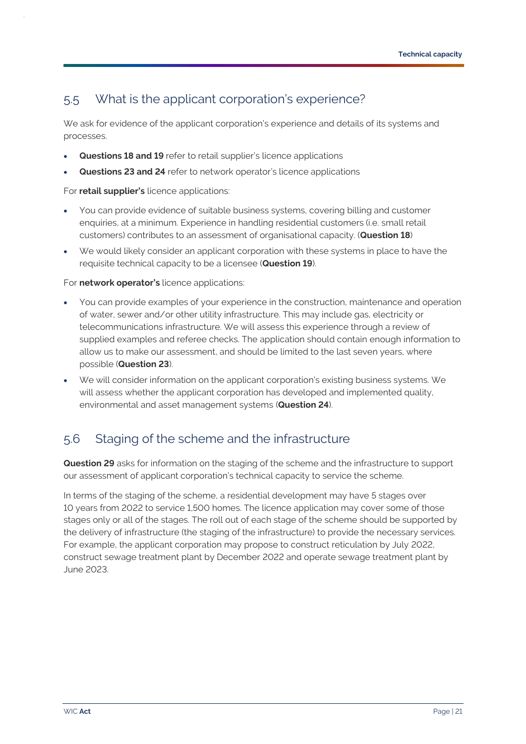## 5.5 What is the applicant corporation's experience?

We ask for evidence of the applicant corporation's experience and details of its systems and processes.

- **Questions 18 and 19** refer to retail supplier's licence applications
- **Questions 23 and 24** refer to network operator's licence applications

For **retail supplier's** licence applications:

- You can provide evidence of suitable business systems, covering billing and customer enquiries, at a minimum. Experience in handling residential customers (i.e. small retail customers) contributes to an assessment of organisational capacity. (**Question 18**)
- We would likely consider an applicant corporation with these systems in place to have the requisite technical capacity to be a licensee (**Question 19**).

For **network operator's** licence applications:

- You can provide examples of your experience in the construction, maintenance and operation of water, sewer and/or other utility infrastructure. This may include gas, electricity or telecommunications infrastructure. We will assess this experience through a review of supplied examples and referee checks. The application should contain enough information to allow us to make our assessment, and should be limited to the last seven years, where possible (**Question 23**).
- We will consider information on the applicant corporation's existing business systems. We will assess whether the applicant corporation has developed and implemented quality, environmental and asset management systems (**Question 24**).

## 5.6 Staging of the scheme and the infrastructure

**Question 29** asks for information on the staging of the scheme and the infrastructure to support our assessment of applicant corporation's technical capacity to service the scheme.

In terms of the staging of the scheme, a residential development may have 5 stages over 10 years from 2022 to service 1,500 homes. The licence application may cover some of those stages only or all of the stages. The roll out of each stage of the scheme should be supported by the delivery of infrastructure (the staging of the infrastructure) to provide the necessary services. For example, the applicant corporation may propose to construct reticulation by July 2022, construct sewage treatment plant by December 2022 and operate sewage treatment plant by June 2023.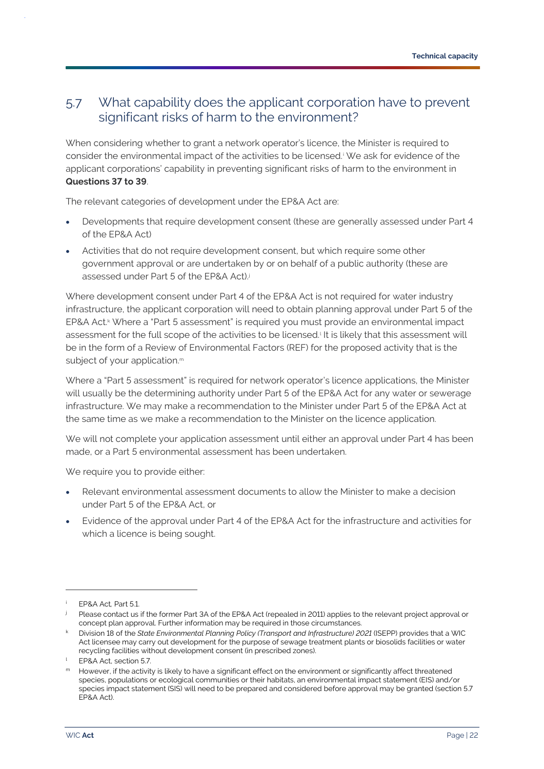## 5.7 What capability does the applicant corporation have to prevent significant risks of harm to the environment?

When considering whether to grant a network operator's licence, the Minister is required to consider the environmental impact of the activities to be licensed.[i] We ask for evidence of the applicant corporations' capability in preventing significant risks of harm to the environment in **Questions 37 to 39**.

The relevant categories of development under the EP&A Act are:

- Developments that require development consent (these are generally assessed under Part 4 of the EP&A Act)
- Activities that do not require development consent, but which require some other government approval or are undertaken by or on behalf of a public authority (these are assessed under Part 5 of the EP&A Act).[j]

Where development consent under Part 4 of the EP&A Act is not required for water industry infrastructure, the applicant corporation will need to obtain planning approval under Part 5 of the EP&A Act.[k] Where a "Part 5 assessment" is required you must provide an environmental impact assessment for the full scope of the activities to be licensed.[l] It is likely that this assessment will be in the form of a Review of Environmental Factors (REF) for the proposed activity that is the subject of your application.[m]

Where a "Part 5 assessment" is required for network operator's licence applications, the Minister will usually be the determining authority under Part 5 of the EP&A Act for any water or sewerage infrastructure. We may make a recommendation to the Minister under Part 5 of the EP&A Act at the same time as we make a recommendation to the Minister on the licence application.

We will not complete your application assessment until either an approval under Part 4 has been made, or a Part 5 environmental assessment has been undertaken.

We require you to provide either:

- Relevant environmental assessment documents to allow the Minister to make a decision under Part 5 of the EP&A Act, or
- Evidence of the approval under Part 4 of the EP&A Act for the infrastructure and activities for which a licence is being sought.

---

[i] EP&A Act, Part 5.1.

[j] Please contact us if the former Part 3A of the EP&A Act (repealed in 2011) applies to the relevant project approval or concept plan approval. Further information may be required in those circumstances.

[k] Division 18 of the *State Environmental Planning Policy (Transport and Infrastructure) 2021* (ISEPP) provides that a WIC Act licensee may carry out development for the purpose of sewage treatment plants or biosolids facilities or water recycling facilities without development consent (in prescribed zones).

[l] EP&A Act, section 5.7.

[m] However, if the activity is likely to have a significant effect on the environment or significantly affect threatened species, populations or ecological communities or their habitats, an environmental impact statement (EIS) and/or species impact statement (SIS) will need to be prepared and considered before approval may be granted (section 5.7 EP&A Act).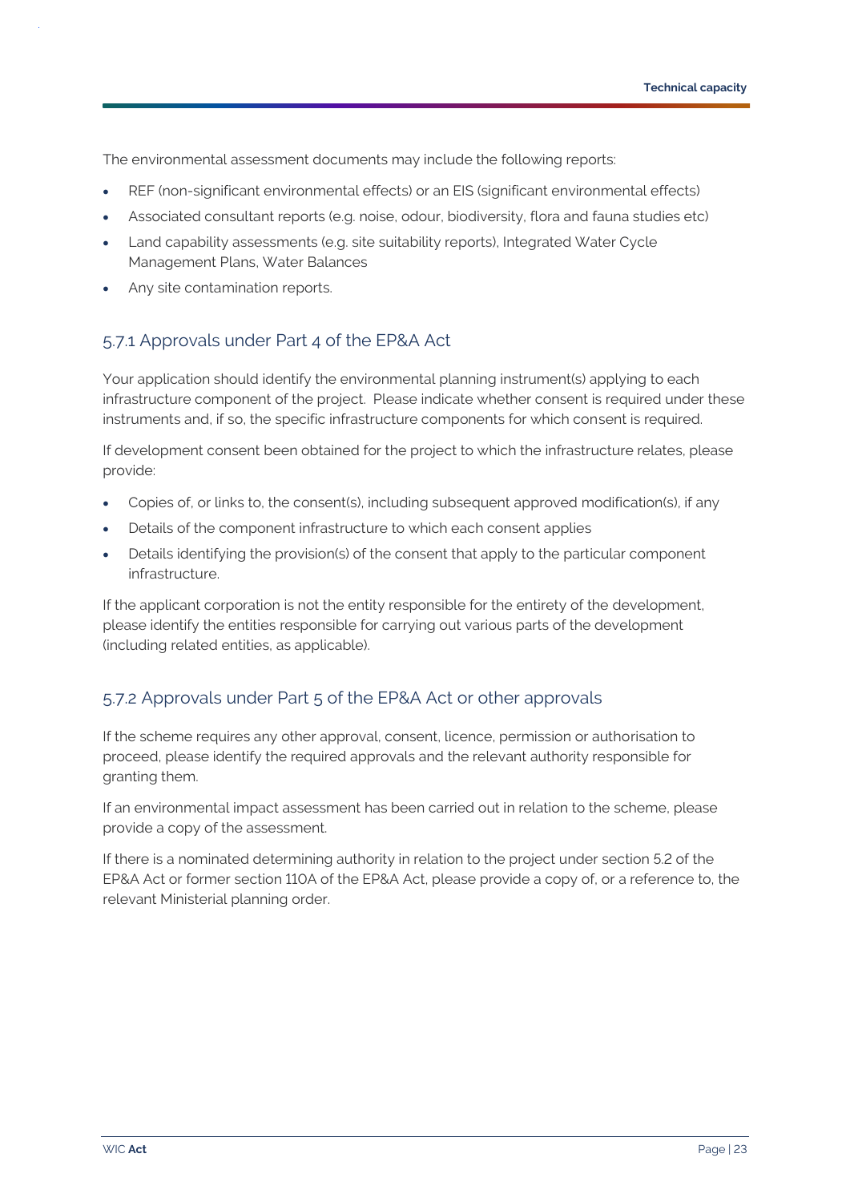The environmental assessment documents may include the following reports:

- REF (non-significant environmental effects) or an EIS (significant environmental effects)
- Associated consultant reports (e.g. noise, odour, biodiversity, flora and fauna studies etc)
- Land capability assessments (e.g. site suitability reports), Integrated Water Cycle Management Plans, Water Balances
- Any site contamination reports.

### 5.7.1 Approvals under Part 4 of the EP&A Act

Your application should identify the environmental planning instrument(s) applying to each infrastructure component of the project. Please indicate whether consent is required under these instruments and, if so, the specific infrastructure components for which consent is required.

If development consent been obtained for the project to which the infrastructure relates, please provide:

- Copies of, or links to, the consent(s), including subsequent approved modification(s), if any
- Details of the component infrastructure to which each consent applies
- Details identifying the provision(s) of the consent that apply to the particular component infrastructure.

If the applicant corporation is not the entity responsible for the entirety of the development, please identify the entities responsible for carrying out various parts of the development (including related entities, as applicable).

### 5.7.2 Approvals under Part 5 of the EP&A Act or other approvals

If the scheme requires any other approval, consent, licence, permission or authorisation to proceed, please identify the required approvals and the relevant authority responsible for granting them.

If an environmental impact assessment has been carried out in relation to the scheme, please provide a copy of the assessment.

If there is a nominated determining authority in relation to the project under section 5.2 of the EP&A Act or former section 110A of the EP&A Act, please provide a copy of, or a reference to, the relevant Ministerial planning order.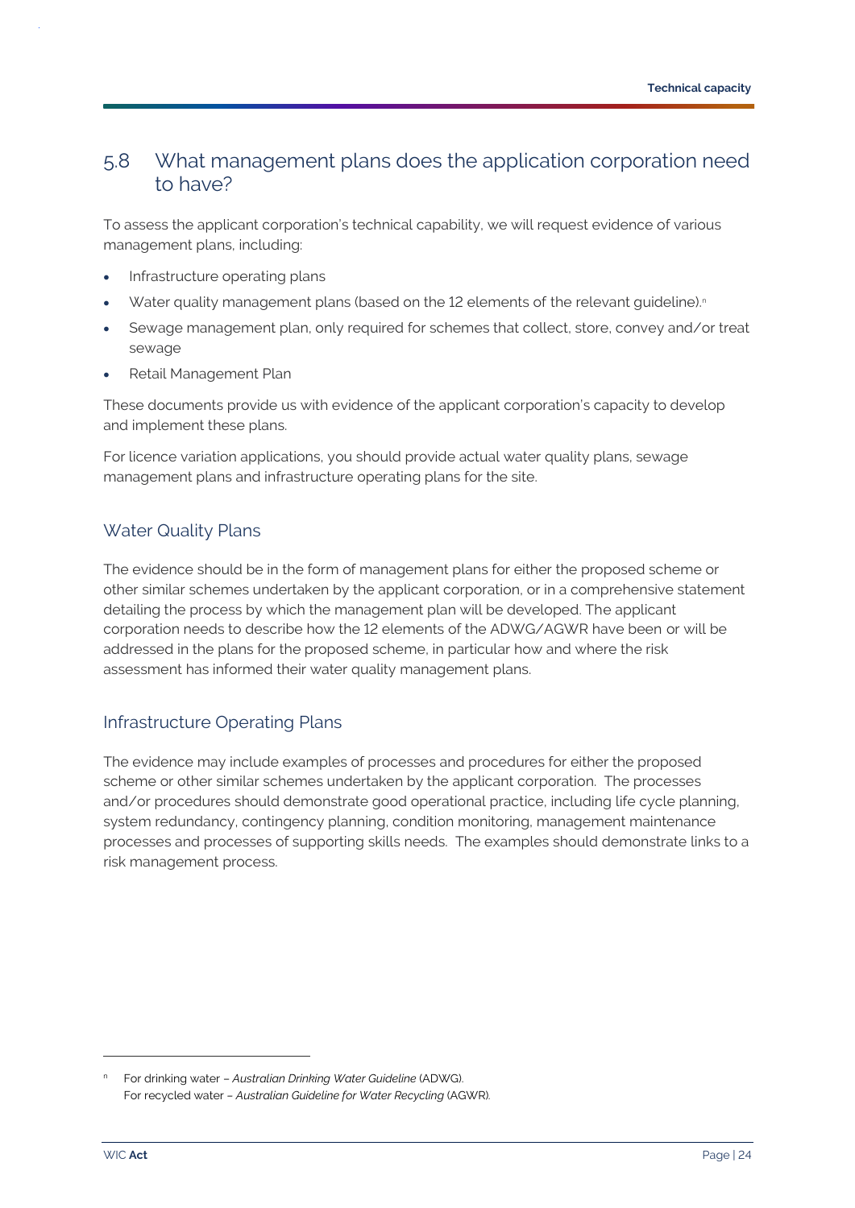## 5.8 What management plans does the application corporation need to have?

To assess the applicant corporation's technical capability, we will request evidence of various management plans, including:

- Infrastructure operating plans
- Water quality management plans (based on the 12 elements of the relevant guideline).[n]
- Sewage management plan, only required for schemes that collect, store, convey and/or treat sewage
- Retail Management Plan

These documents provide us with evidence of the applicant corporation's capacity to develop and implement these plans.

For licence variation applications, you should provide actual water quality plans, sewage management plans and infrastructure operating plans for the site.

### Water Quality Plans

The evidence should be in the form of management plans for either the proposed scheme or other similar schemes undertaken by the applicant corporation, or in a comprehensive statement detailing the process by which the management plan will be developed. The applicant corporation needs to describe how the 12 elements of the ADWG/AGWR have been or will be addressed in the plans for the proposed scheme, in particular how and where the risk assessment has informed their water quality management plans.

### Infrastructure Operating Plans

The evidence may include examples of processes and procedures for either the proposed scheme or other similar schemes undertaken by the applicant corporation. The processes and/or procedures should demonstrate good operational practice, including life cycle planning, system redundancy, contingency planning, condition monitoring, management maintenance processes and processes of supporting skills needs. The examples should demonstrate links to a risk management process.

---

[n] For drinking water – *Australian Drinking Water Guideline* (ADWG).
For recycled water – *Australian Guideline for Water Recycling* (AGWR).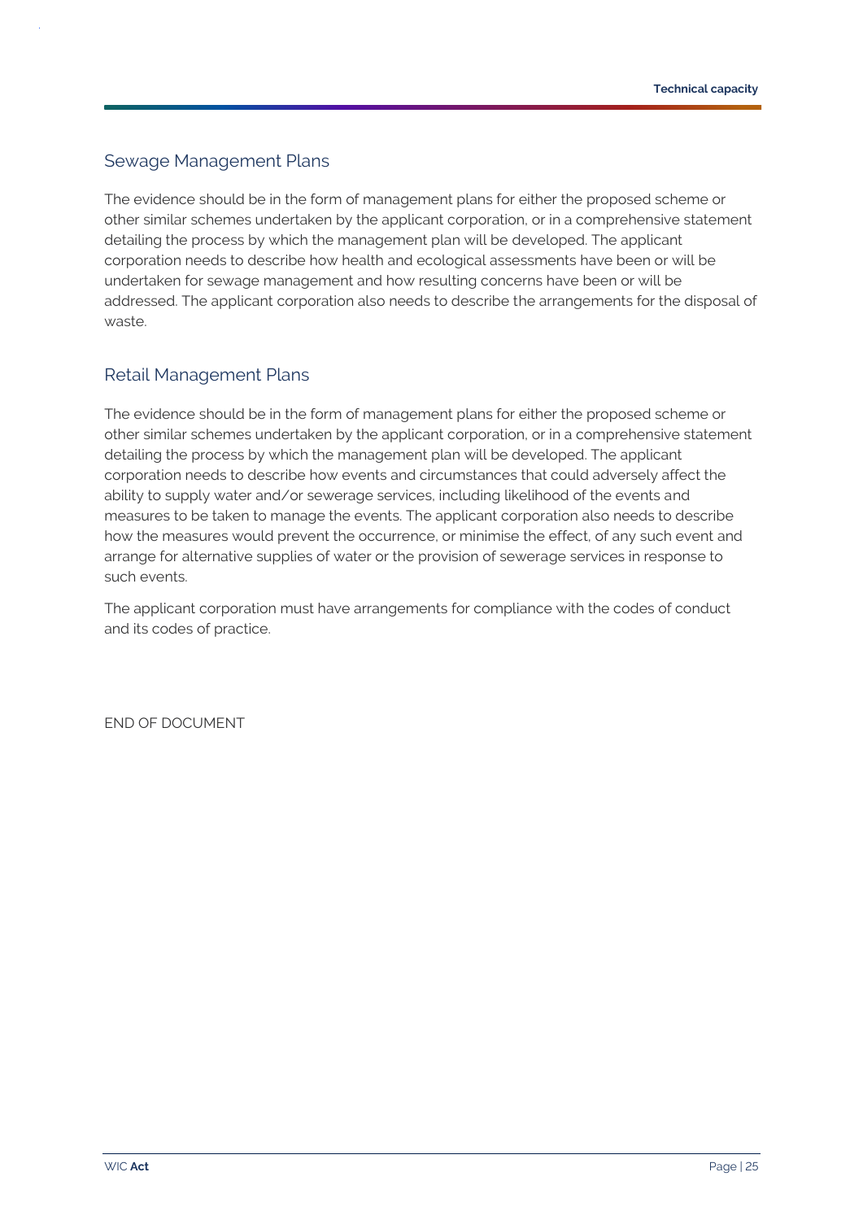## Sewage Management Plans

The evidence should be in the form of management plans for either the proposed scheme or other similar schemes undertaken by the applicant corporation, or in a comprehensive statement detailing the process by which the management plan will be developed. The applicant corporation needs to describe how health and ecological assessments have been or will be undertaken for sewage management and how resulting concerns have been or will be addressed. The applicant corporation also needs to describe the arrangements for the disposal of waste.

## Retail Management Plans

The evidence should be in the form of management plans for either the proposed scheme or other similar schemes undertaken by the applicant corporation, or in a comprehensive statement detailing the process by which the management plan will be developed. The applicant corporation needs to describe how events and circumstances that could adversely affect the ability to supply water and/or sewerage services, including likelihood of the events and measures to be taken to manage the events. The applicant corporation also needs to describe how the measures would prevent the occurrence, or minimise the effect, of any such event and arrange for alternative supplies of water or the provision of sewerage services in response to such events.

The applicant corporation must have arrangements for compliance with the codes of conduct and its codes of practice.

END OF DOCUMENT